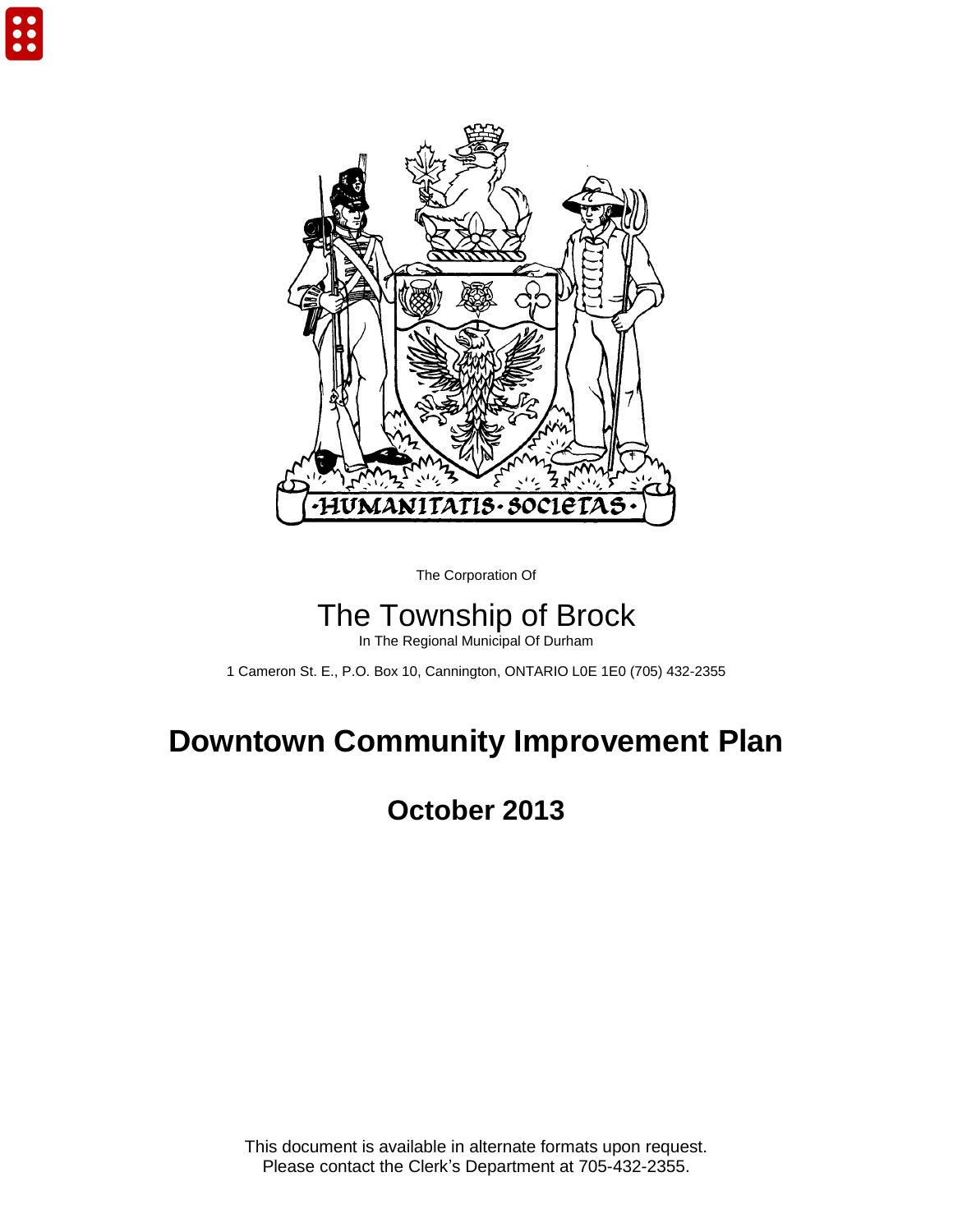The Corporation Of

# The Township of Brock

In The Regional Municipal Of Durham

1 Cameron St. E., P.O. Box 10, Cannington, ONTARIO L0E 1E0 (705) 432-2355

# Downtown Community Improvement Plan

## October 2013

This document is available in alternate formats upon request.
Please contact the Clerk's Department at 705-432-2355.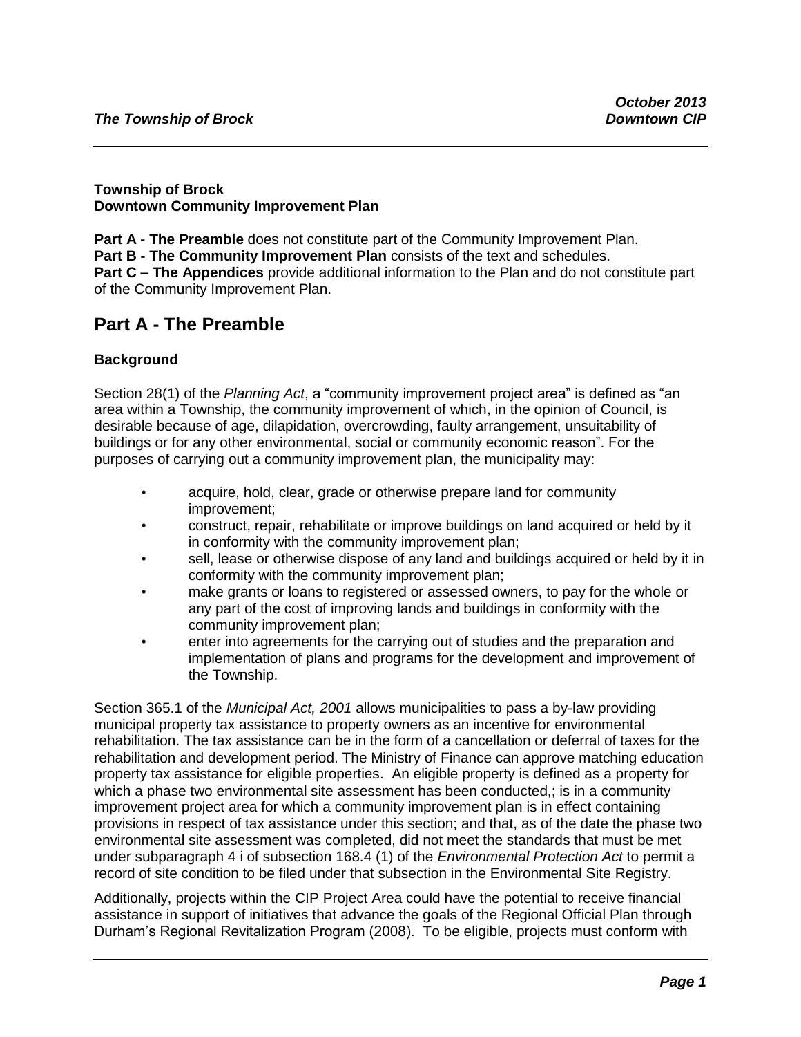**Township of Brock**
**Downtown Community Improvement Plan**

**Part A - The Preamble** does not constitute part of the Community Improvement Plan.
**Part B - The Community Improvement Plan** consists of the text and schedules.
**Part C – The Appendices** provide additional information to the Plan and do not constitute part of the Community Improvement Plan.

## Part A - The Preamble

### Background

Section 28(1) of the *Planning Act*, a "community improvement project area" is defined as "an area within a Township, the community improvement of which, in the opinion of Council, is desirable because of age, dilapidation, overcrowding, faulty arrangement, unsuitability of buildings or for any other environmental, social or community economic reason". For the purposes of carrying out a community improvement plan, the municipality may:

- acquire, hold, clear, grade or otherwise prepare land for community improvement;
- construct, repair, rehabilitate or improve buildings on land acquired or held by it in conformity with the community improvement plan;
- sell, lease or otherwise dispose of any land and buildings acquired or held by it in conformity with the community improvement plan;
- make grants or loans to registered or assessed owners, to pay for the whole or any part of the cost of improving lands and buildings in conformity with the community improvement plan;
- enter into agreements for the carrying out of studies and the preparation and implementation of plans and programs for the development and improvement of the Township.

Section 365.1 of the *Municipal Act, 2001* allows municipalities to pass a by-law providing municipal property tax assistance to property owners as an incentive for environmental rehabilitation. The tax assistance can be in the form of a cancellation or deferral of taxes for the rehabilitation and development period. The Ministry of Finance can approve matching education property tax assistance for eligible properties. An eligible property is defined as a property for which a phase two environmental site assessment has been conducted,; is in a community improvement project area for which a community improvement plan is in effect containing provisions in respect of tax assistance under this section; and that, as of the date the phase two environmental site assessment was completed, did not meet the standards that must be met under subparagraph 4 i of subsection 168.4 (1) of the *Environmental Protection Act* to permit a record of site condition to be filed under that subsection in the Environmental Site Registry.

Additionally, projects within the CIP Project Area could have the potential to receive financial assistance in support of initiatives that advance the goals of the Regional Official Plan through Durham's Regional Revitalization Program (2008). To be eligible, projects must conform with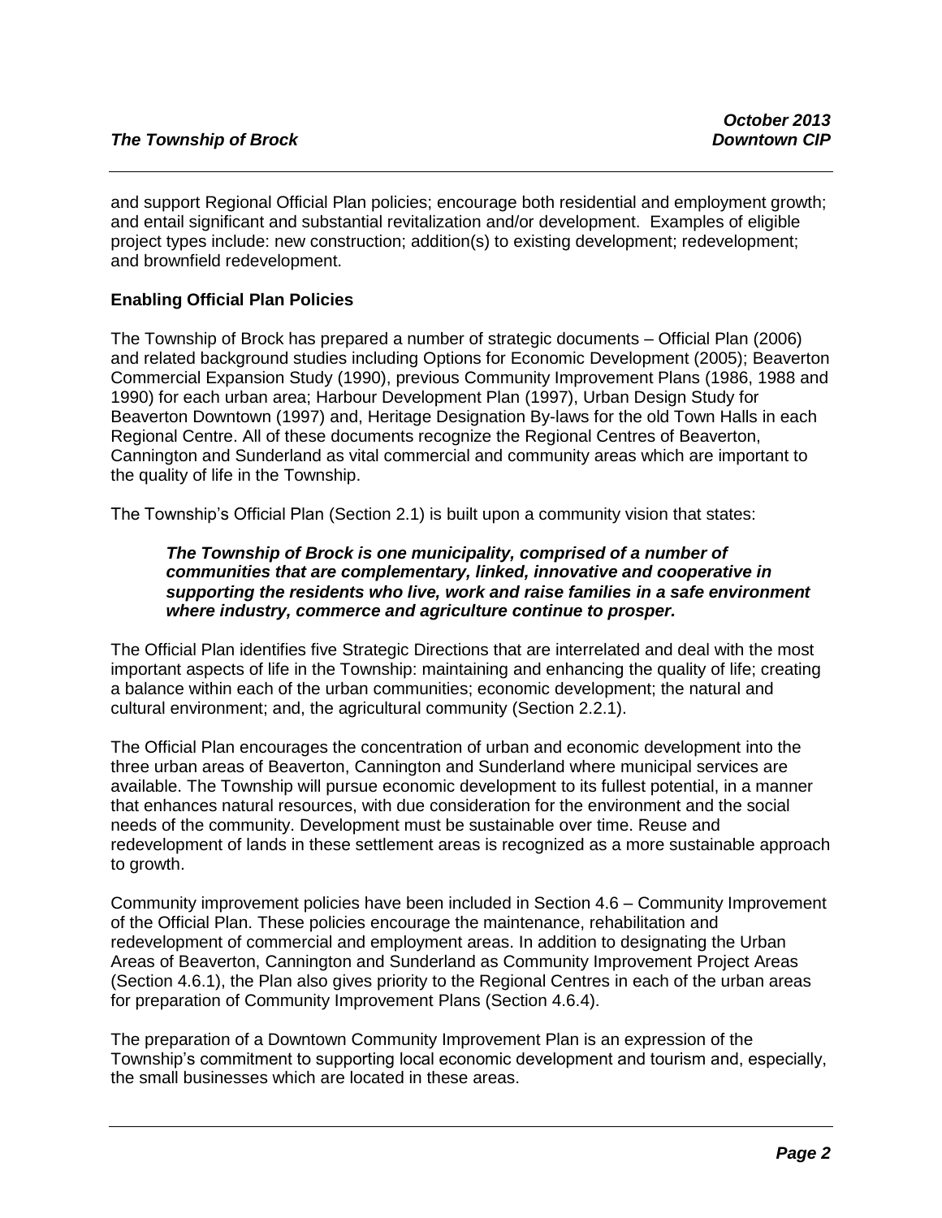and support Regional Official Plan policies; encourage both residential and employment growth; and entail significant and substantial revitalization and/or development. Examples of eligible project types include: new construction; addition(s) to existing development; redevelopment; and brownfield redevelopment.

**Enabling Official Plan Policies**

The Township of Brock has prepared a number of strategic documents – Official Plan (2006) and related background studies including Options for Economic Development (2005); Beaverton Commercial Expansion Study (1990), previous Community Improvement Plans (1986, 1988 and 1990) for each urban area; Harbour Development Plan (1997), Urban Design Study for Beaverton Downtown (1997) and, Heritage Designation By-laws for the old Town Halls in each Regional Centre. All of these documents recognize the Regional Centres of Beaverton, Cannington and Sunderland as vital commercial and community areas which are important to the quality of life in the Township.

The Township's Official Plan (Section 2.1) is built upon a community vision that states:

> ***The Township of Brock is one municipality, comprised of a number of communities that are complementary, linked, innovative and cooperative in supporting the residents who live, work and raise families in a safe environment where industry, commerce and agriculture continue to prosper.***

The Official Plan identifies five Strategic Directions that are interrelated and deal with the most important aspects of life in the Township: maintaining and enhancing the quality of life; creating a balance within each of the urban communities; economic development; the natural and cultural environment; and, the agricultural community (Section 2.2.1).

The Official Plan encourages the concentration of urban and economic development into the three urban areas of Beaverton, Cannington and Sunderland where municipal services are available. The Township will pursue economic development to its fullest potential, in a manner that enhances natural resources, with due consideration for the environment and the social needs of the community. Development must be sustainable over time. Reuse and redevelopment of lands in these settlement areas is recognized as a more sustainable approach to growth.

Community improvement policies have been included in Section 4.6 – Community Improvement of the Official Plan. These policies encourage the maintenance, rehabilitation and redevelopment of commercial and employment areas. In addition to designating the Urban Areas of Beaverton, Cannington and Sunderland as Community Improvement Project Areas (Section 4.6.1), the Plan also gives priority to the Regional Centres in each of the urban areas for preparation of Community Improvement Plans (Section 4.6.4).

The preparation of a Downtown Community Improvement Plan is an expression of the Township's commitment to supporting local economic development and tourism and, especially, the small businesses which are located in these areas.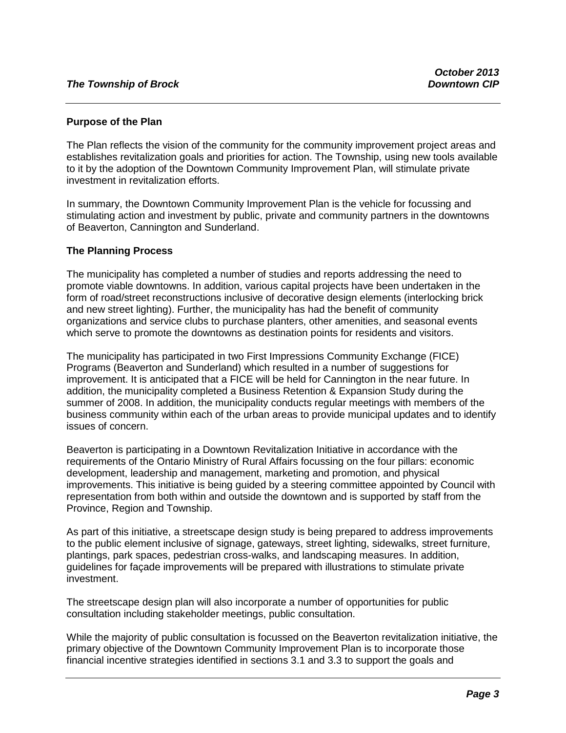## Purpose of the Plan

The Plan reflects the vision of the community for the community improvement project areas and establishes revitalization goals and priorities for action. The Township, using new tools available to it by the adoption of the Downtown Community Improvement Plan, will stimulate private investment in revitalization efforts.

In summary, the Downtown Community Improvement Plan is the vehicle for focussing and stimulating action and investment by public, private and community partners in the downtowns of Beaverton, Cannington and Sunderland.

## The Planning Process

The municipality has completed a number of studies and reports addressing the need to promote viable downtowns. In addition, various capital projects have been undertaken in the form of road/street reconstructions inclusive of decorative design elements (interlocking brick and new street lighting). Further, the municipality has had the benefit of community organizations and service clubs to purchase planters, other amenities, and seasonal events which serve to promote the downtowns as destination points for residents and visitors.

The municipality has participated in two First Impressions Community Exchange (FICE) Programs (Beaverton and Sunderland) which resulted in a number of suggestions for improvement. It is anticipated that a FICE will be held for Cannington in the near future. In addition, the municipality completed a Business Retention & Expansion Study during the summer of 2008. In addition, the municipality conducts regular meetings with members of the business community within each of the urban areas to provide municipal updates and to identify issues of concern.

Beaverton is participating in a Downtown Revitalization Initiative in accordance with the requirements of the Ontario Ministry of Rural Affairs focussing on the four pillars: economic development, leadership and management, marketing and promotion, and physical improvements. This initiative is being guided by a steering committee appointed by Council with representation from both within and outside the downtown and is supported by staff from the Province, Region and Township.

As part of this initiative, a streetscape design study is being prepared to address improvements to the public element inclusive of signage, gateways, street lighting, sidewalks, street furniture, plantings, park spaces, pedestrian cross-walks, and landscaping measures. In addition, guidelines for façade improvements will be prepared with illustrations to stimulate private investment.

The streetscape design plan will also incorporate a number of opportunities for public consultation including stakeholder meetings, public consultation.

While the majority of public consultation is focussed on the Beaverton revitalization initiative, the primary objective of the Downtown Community Improvement Plan is to incorporate those financial incentive strategies identified in sections 3.1 and 3.3 to support the goals and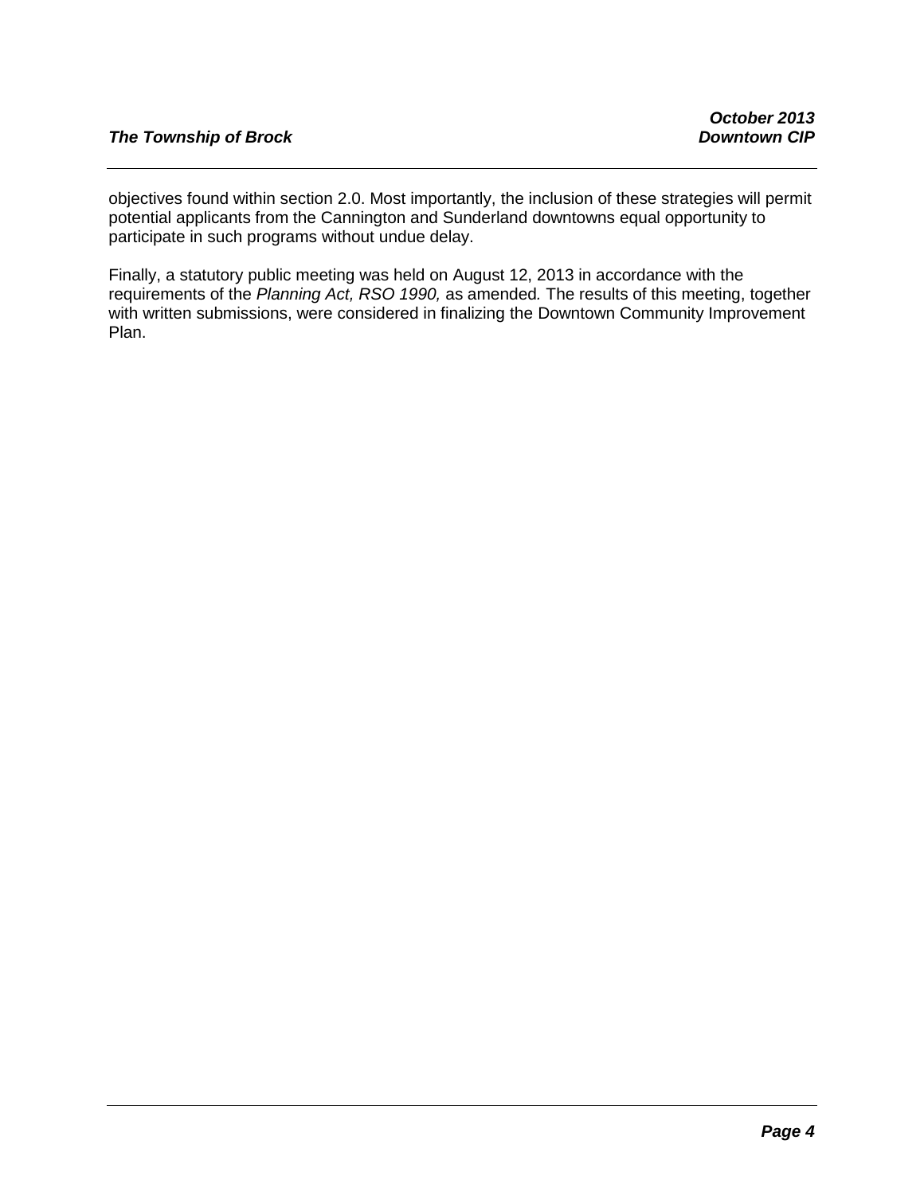objectives found within section 2.0. Most importantly, the inclusion of these strategies will permit potential applicants from the Cannington and Sunderland downtowns equal opportunity to participate in such programs without undue delay.

Finally, a statutory public meeting was held on August 12, 2013 in accordance with the requirements of the *Planning Act, RSO 1990,* as amended*.* The results of this meeting, together with written submissions, were considered in finalizing the Downtown Community Improvement Plan.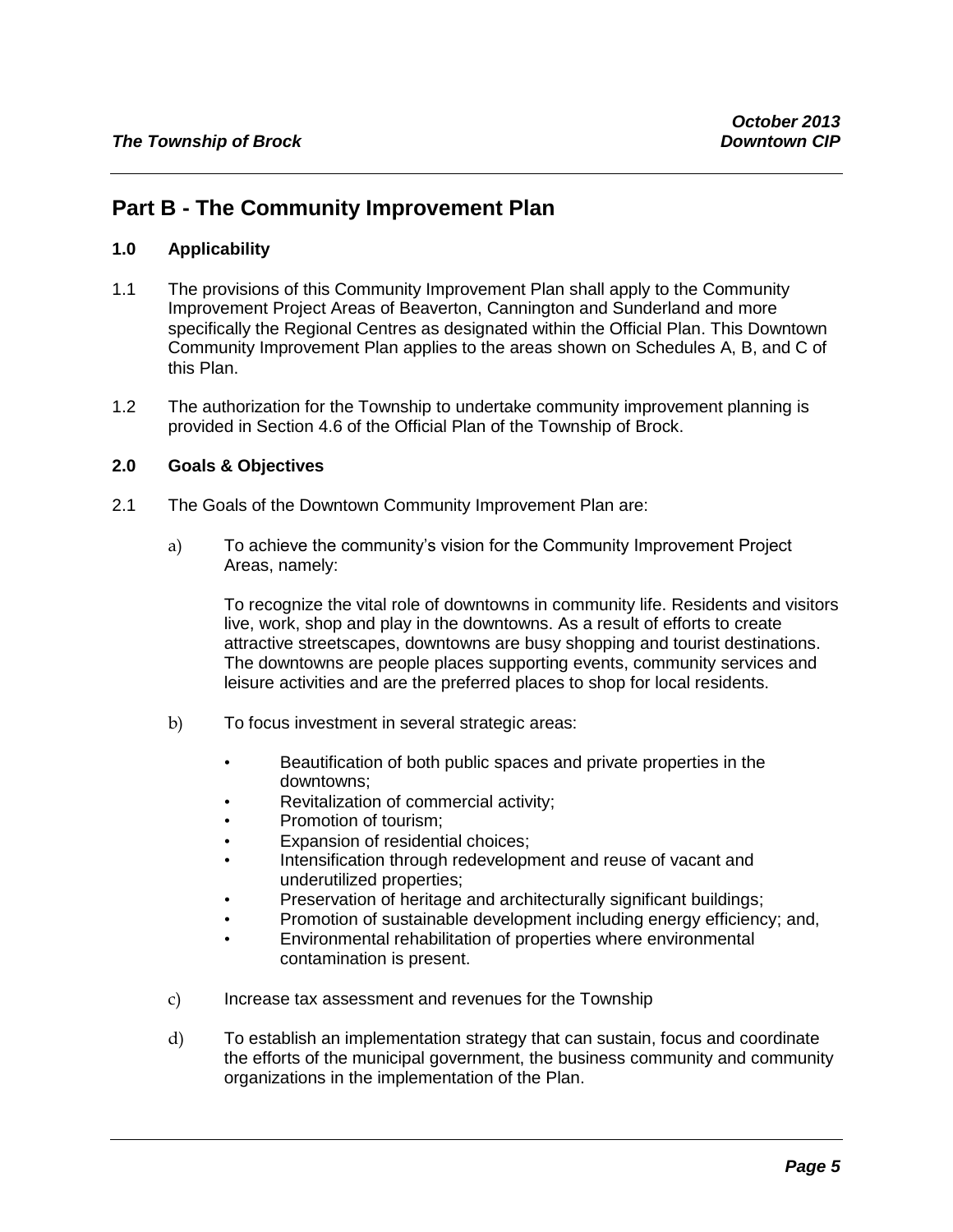## Part B - The Community Improvement Plan

### 1.0 Applicability

1.1 The provisions of this Community Improvement Plan shall apply to the Community Improvement Project Areas of Beaverton, Cannington and Sunderland and more specifically the Regional Centres as designated within the Official Plan. This Downtown Community Improvement Plan applies to the areas shown on Schedules A, B, and C of this Plan.

1.2 The authorization for the Township to undertake community improvement planning is provided in Section 4.6 of the Official Plan of the Township of Brock.

### 2.0 Goals & Objectives

2.1 The Goals of the Downtown Community Improvement Plan are:

a) To achieve the community's vision for the Community Improvement Project Areas, namely:

   To recognize the vital role of downtowns in community life. Residents and visitors live, work, shop and play in the downtowns. As a result of efforts to create attractive streetscapes, downtowns are busy shopping and tourist destinations. The downtowns are people places supporting events, community services and leisure activities and are the preferred places to shop for local residents.

b) To focus investment in several strategic areas:

   - Beautification of both public spaces and private properties in the downtowns;
   - Revitalization of commercial activity;
   - Promotion of tourism;
   - Expansion of residential choices;
   - Intensification through redevelopment and reuse of vacant and underutilized properties;
   - Preservation of heritage and architecturally significant buildings;
   - Promotion of sustainable development including energy efficiency; and,
   - Environmental rehabilitation of properties where environmental contamination is present.

c) Increase tax assessment and revenues for the Township

d) To establish an implementation strategy that can sustain, focus and coordinate the efforts of the municipal government, the business community and community organizations in the implementation of the Plan.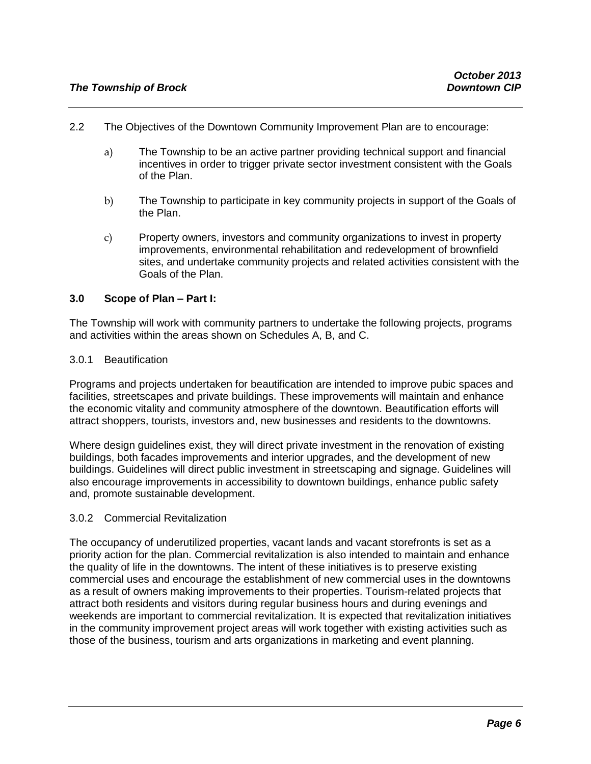2.2 The Objectives of the Downtown Community Improvement Plan are to encourage:

a) The Township to be an active partner providing technical support and financial incentives in order to trigger private sector investment consistent with the Goals of the Plan.

b) The Township to participate in key community projects in support of the Goals of the Plan.

c) Property owners, investors and community organizations to invest in property improvements, environmental rehabilitation and redevelopment of brownfield sites, and undertake community projects and related activities consistent with the Goals of the Plan.

## 3.0 Scope of Plan – Part I:

The Township will work with community partners to undertake the following projects, programs and activities within the areas shown on Schedules A, B, and C.

### 3.0.1 Beautification

Programs and projects undertaken for beautification are intended to improve pubic spaces and facilities, streetscapes and private buildings. These improvements will maintain and enhance the economic vitality and community atmosphere of the downtown. Beautification efforts will attract shoppers, tourists, investors and, new businesses and residents to the downtowns.

Where design guidelines exist, they will direct private investment in the renovation of existing buildings, both facades improvements and interior upgrades, and the development of new buildings. Guidelines will direct public investment in streetscaping and signage. Guidelines will also encourage improvements in accessibility to downtown buildings, enhance public safety and, promote sustainable development.

### 3.0.2 Commercial Revitalization

The occupancy of underutilized properties, vacant lands and vacant storefronts is set as a priority action for the plan. Commercial revitalization is also intended to maintain and enhance the quality of life in the downtowns. The intent of these initiatives is to preserve existing commercial uses and encourage the establishment of new commercial uses in the downtowns as a result of owners making improvements to their properties. Tourism-related projects that attract both residents and visitors during regular business hours and during evenings and weekends are important to commercial revitalization. It is expected that revitalization initiatives in the community improvement project areas will work together with existing activities such as those of the business, tourism and arts organizations in marketing and event planning.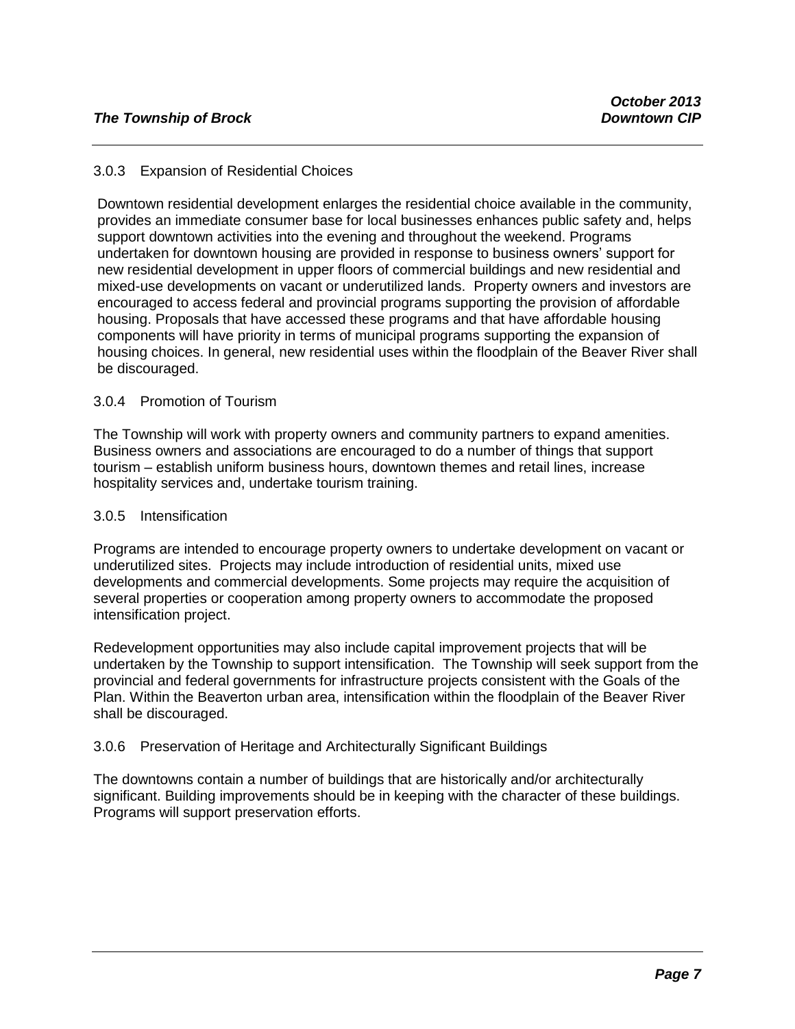### 3.0.3 Expansion of Residential Choices

Downtown residential development enlarges the residential choice available in the community, provides an immediate consumer base for local businesses enhances public safety and, helps support downtown activities into the evening and throughout the weekend. Programs undertaken for downtown housing are provided in response to business owners' support for new residential development in upper floors of commercial buildings and new residential and mixed-use developments on vacant or underutilized lands. Property owners and investors are encouraged to access federal and provincial programs supporting the provision of affordable housing. Proposals that have accessed these programs and that have affordable housing components will have priority in terms of municipal programs supporting the expansion of housing choices. In general, new residential uses within the floodplain of the Beaver River shall be discouraged.

### 3.0.4 Promotion of Tourism

The Township will work with property owners and community partners to expand amenities. Business owners and associations are encouraged to do a number of things that support tourism – establish uniform business hours, downtown themes and retail lines, increase hospitality services and, undertake tourism training.

### 3.0.5 Intensification

Programs are intended to encourage property owners to undertake development on vacant or underutilized sites. Projects may include introduction of residential units, mixed use developments and commercial developments. Some projects may require the acquisition of several properties or cooperation among property owners to accommodate the proposed intensification project.

Redevelopment opportunities may also include capital improvement projects that will be undertaken by the Township to support intensification. The Township will seek support from the provincial and federal governments for infrastructure projects consistent with the Goals of the Plan. Within the Beaverton urban area, intensification within the floodplain of the Beaver River shall be discouraged.

### 3.0.6 Preservation of Heritage and Architecturally Significant Buildings

The downtowns contain a number of buildings that are historically and/or architecturally significant. Building improvements should be in keeping with the character of these buildings. Programs will support preservation efforts.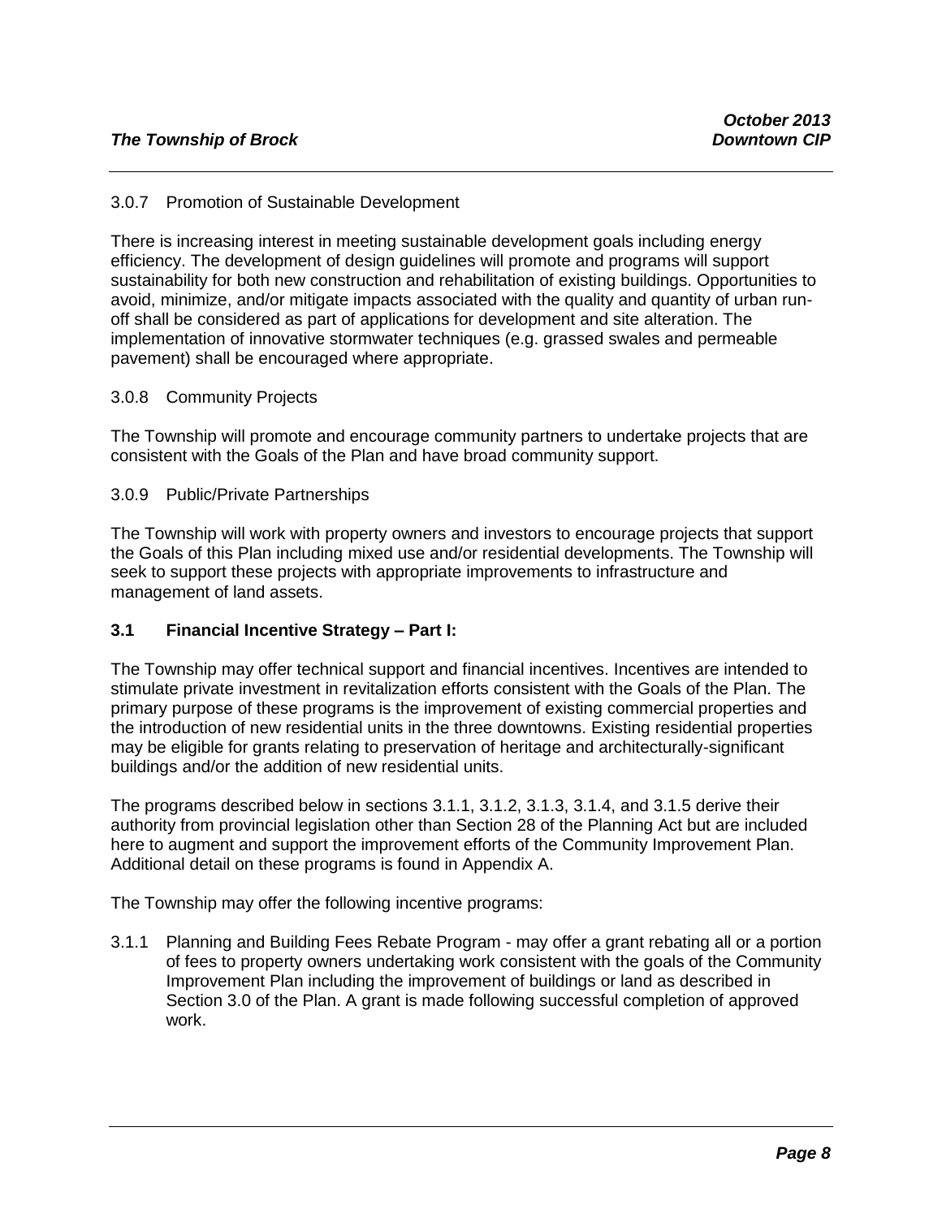3.0.7 Promotion of Sustainable Development

There is increasing interest in meeting sustainable development goals including energy efficiency. The development of design guidelines will promote and programs will support sustainability for both new construction and rehabilitation of existing buildings. Opportunities to avoid, minimize, and/or mitigate impacts associated with the quality and quantity of urban run-off shall be considered as part of applications for development and site alteration. The implementation of innovative stormwater techniques (e.g. grassed swales and permeable pavement) shall be encouraged where appropriate.

3.0.8 Community Projects

The Township will promote and encourage community partners to undertake projects that are consistent with the Goals of the Plan and have broad community support.

3.0.9 Public/Private Partnerships

The Township will work with property owners and investors to encourage projects that support the Goals of this Plan including mixed use and/or residential developments. The Township will seek to support these projects with appropriate improvements to infrastructure and management of land assets.

### 3.1 Financial Incentive Strategy – Part I:

The Township may offer technical support and financial incentives. Incentives are intended to stimulate private investment in revitalization efforts consistent with the Goals of the Plan. The primary purpose of these programs is the improvement of existing commercial properties and the introduction of new residential units in the three downtowns. Existing residential properties may be eligible for grants relating to preservation of heritage and architecturally-significant buildings and/or the addition of new residential units.

The programs described below in sections 3.1.1, 3.1.2, 3.1.3, 3.1.4, and 3.1.5 derive their authority from provincial legislation other than Section 28 of the Planning Act but are included here to augment and support the improvement efforts of the Community Improvement Plan. Additional detail on these programs is found in Appendix A.

The Township may offer the following incentive programs:

3.1.1 Planning and Building Fees Rebate Program - may offer a grant rebating all or a portion of fees to property owners undertaking work consistent with the goals of the Community Improvement Plan including the improvement of buildings or land as described in Section 3.0 of the Plan. A grant is made following successful completion of approved work.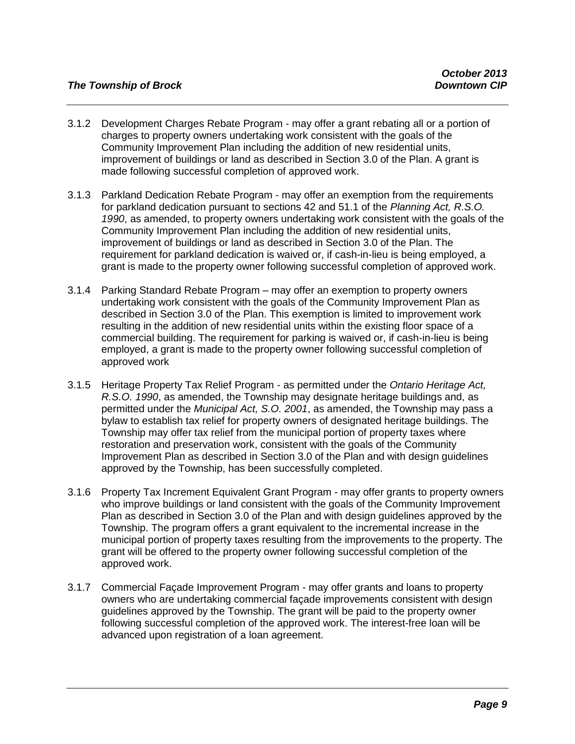3.1.2 Development Charges Rebate Program - may offer a grant rebating all or a portion of charges to property owners undertaking work consistent with the goals of the Community Improvement Plan including the addition of new residential units, improvement of buildings or land as described in Section 3.0 of the Plan. A grant is made following successful completion of approved work.

3.1.3 Parkland Dedication Rebate Program - may offer an exemption from the requirements for parkland dedication pursuant to sections 42 and 51.1 of the *Planning Act, R.S.O. 1990*, as amended, to property owners undertaking work consistent with the goals of the Community Improvement Plan including the addition of new residential units, improvement of buildings or land as described in Section 3.0 of the Plan. The requirement for parkland dedication is waived or, if cash-in-lieu is being employed, a grant is made to the property owner following successful completion of approved work.

3.1.4 Parking Standard Rebate Program – may offer an exemption to property owners undertaking work consistent with the goals of the Community Improvement Plan as described in Section 3.0 of the Plan. This exemption is limited to improvement work resulting in the addition of new residential units within the existing floor space of a commercial building. The requirement for parking is waived or, if cash-in-lieu is being employed, a grant is made to the property owner following successful completion of approved work

3.1.5 Heritage Property Tax Relief Program - as permitted under the *Ontario Heritage Act, R.S.O. 1990*, as amended, the Township may designate heritage buildings and, as permitted under the *Municipal Act, S.O. 2001*, as amended, the Township may pass a bylaw to establish tax relief for property owners of designated heritage buildings. The Township may offer tax relief from the municipal portion of property taxes where restoration and preservation work, consistent with the goals of the Community Improvement Plan as described in Section 3.0 of the Plan and with design guidelines approved by the Township, has been successfully completed.

3.1.6 Property Tax Increment Equivalent Grant Program - may offer grants to property owners who improve buildings or land consistent with the goals of the Community Improvement Plan as described in Section 3.0 of the Plan and with design guidelines approved by the Township. The program offers a grant equivalent to the incremental increase in the municipal portion of property taxes resulting from the improvements to the property. The grant will be offered to the property owner following successful completion of the approved work.

3.1.7 Commercial Façade Improvement Program - may offer grants and loans to property owners who are undertaking commercial façade improvements consistent with design guidelines approved by the Township. The grant will be paid to the property owner following successful completion of the approved work. The interest-free loan will be advanced upon registration of a loan agreement.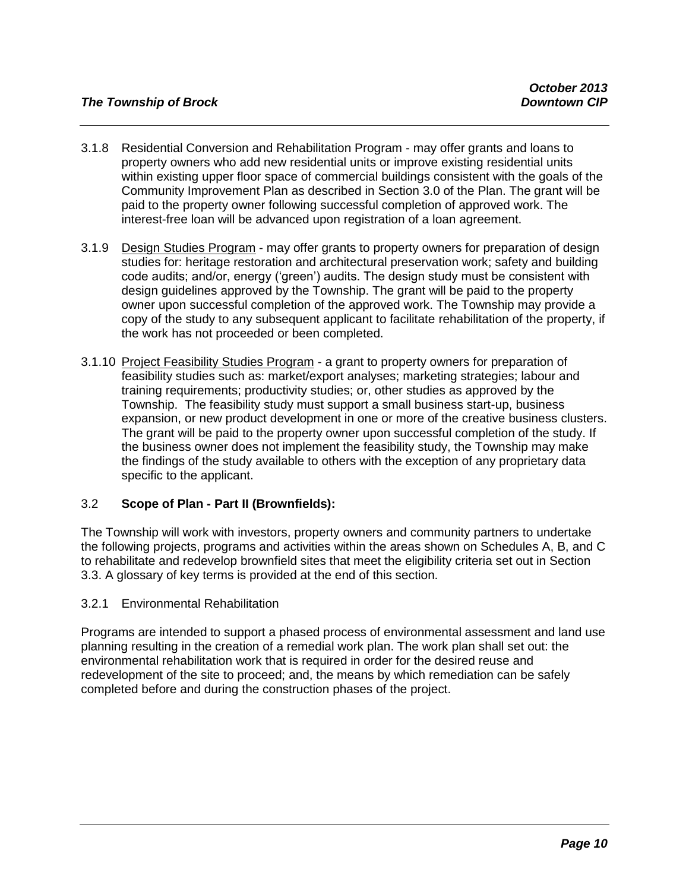3.1.8 Residential Conversion and Rehabilitation Program - may offer grants and loans to property owners who add new residential units or improve existing residential units within existing upper floor space of commercial buildings consistent with the goals of the Community Improvement Plan as described in Section 3.0 of the Plan. The grant will be paid to the property owner following successful completion of approved work. The interest-free loan will be advanced upon registration of a loan agreement.

3.1.9 Design Studies Program - may offer grants to property owners for preparation of design studies for: heritage restoration and architectural preservation work; safety and building code audits; and/or, energy ('green') audits. The design study must be consistent with design guidelines approved by the Township. The grant will be paid to the property owner upon successful completion of the approved work. The Township may provide a copy of the study to any subsequent applicant to facilitate rehabilitation of the property, if the work has not proceeded or been completed.

3.1.10 Project Feasibility Studies Program - a grant to property owners for preparation of feasibility studies such as: market/export analyses; marketing strategies; labour and training requirements; productivity studies; or, other studies as approved by the Township. The feasibility study must support a small business start-up, business expansion, or new product development in one or more of the creative business clusters. The grant will be paid to the property owner upon successful completion of the study. If the business owner does not implement the feasibility study, the Township may make the findings of the study available to others with the exception of any proprietary data specific to the applicant.

## 3.2 Scope of Plan - Part II (Brownfields):

The Township will work with investors, property owners and community partners to undertake the following projects, programs and activities within the areas shown on Schedules A, B, and C to rehabilitate and redevelop brownfield sites that meet the eligibility criteria set out in Section 3.3. A glossary of key terms is provided at the end of this section.

### 3.2.1 Environmental Rehabilitation

Programs are intended to support a phased process of environmental assessment and land use planning resulting in the creation of a remedial work plan. The work plan shall set out: the environmental rehabilitation work that is required in order for the desired reuse and redevelopment of the site to proceed; and, the means by which remediation can be safely completed before and during the construction phases of the project.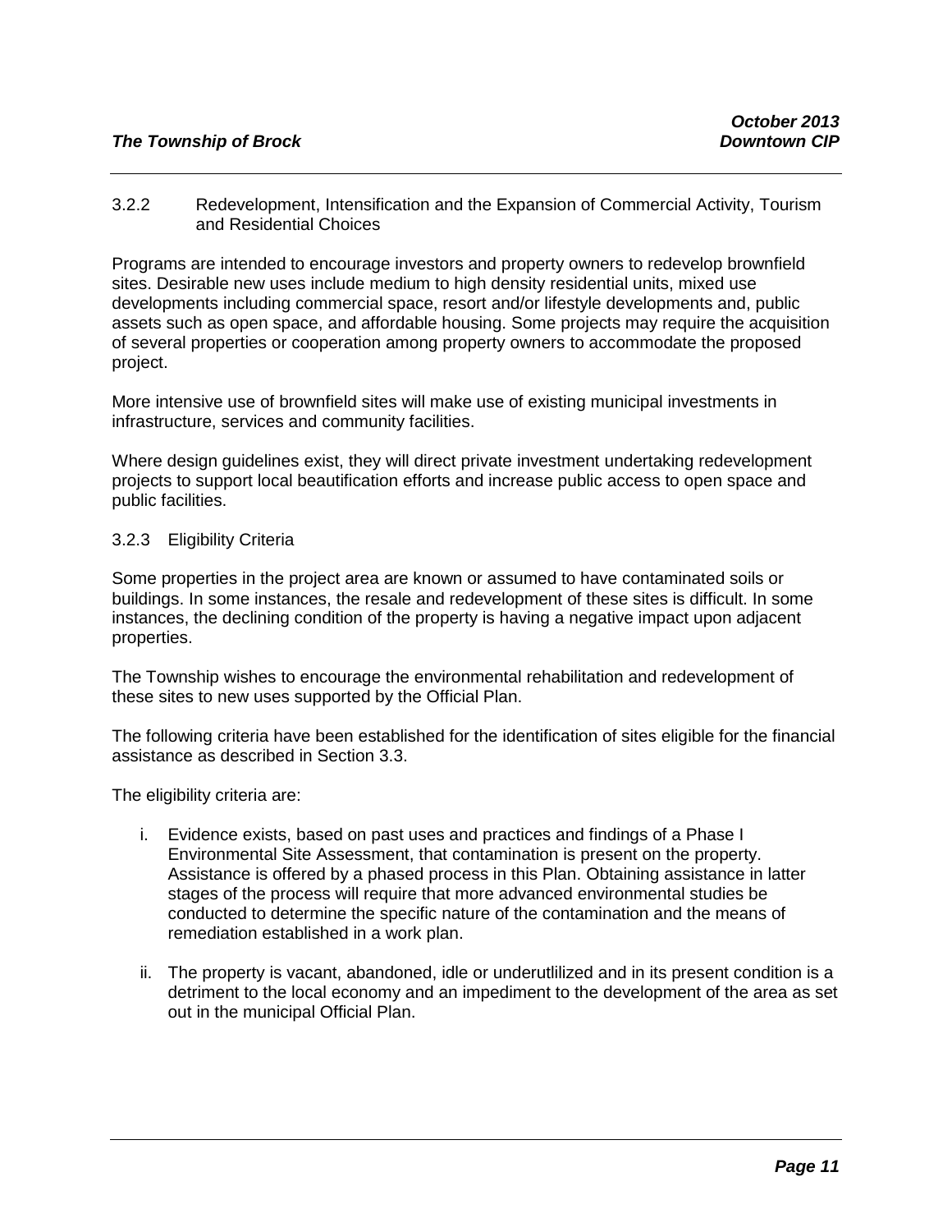### 3.2.2 Redevelopment, Intensification and the Expansion of Commercial Activity, Tourism and Residential Choices

Programs are intended to encourage investors and property owners to redevelop brownfield sites. Desirable new uses include medium to high density residential units, mixed use developments including commercial space, resort and/or lifestyle developments and, public assets such as open space, and affordable housing. Some projects may require the acquisition of several properties or cooperation among property owners to accommodate the proposed project.

More intensive use of brownfield sites will make use of existing municipal investments in infrastructure, services and community facilities.

Where design guidelines exist, they will direct private investment undertaking redevelopment projects to support local beautification efforts and increase public access to open space and public facilities.

### 3.2.3 Eligibility Criteria

Some properties in the project area are known or assumed to have contaminated soils or buildings. In some instances, the resale and redevelopment of these sites is difficult. In some instances, the declining condition of the property is having a negative impact upon adjacent properties.

The Township wishes to encourage the environmental rehabilitation and redevelopment of these sites to new uses supported by the Official Plan.

The following criteria have been established for the identification of sites eligible for the financial assistance as described in Section 3.3.

The eligibility criteria are:

i. Evidence exists, based on past uses and practices and findings of a Phase I Environmental Site Assessment, that contamination is present on the property. Assistance is offered by a phased process in this Plan. Obtaining assistance in latter stages of the process will require that more advanced environmental studies be conducted to determine the specific nature of the contamination and the means of remediation established in a work plan.

ii. The property is vacant, abandoned, idle or underutlilized and in its present condition is a detriment to the local economy and an impediment to the development of the area as set out in the municipal Official Plan.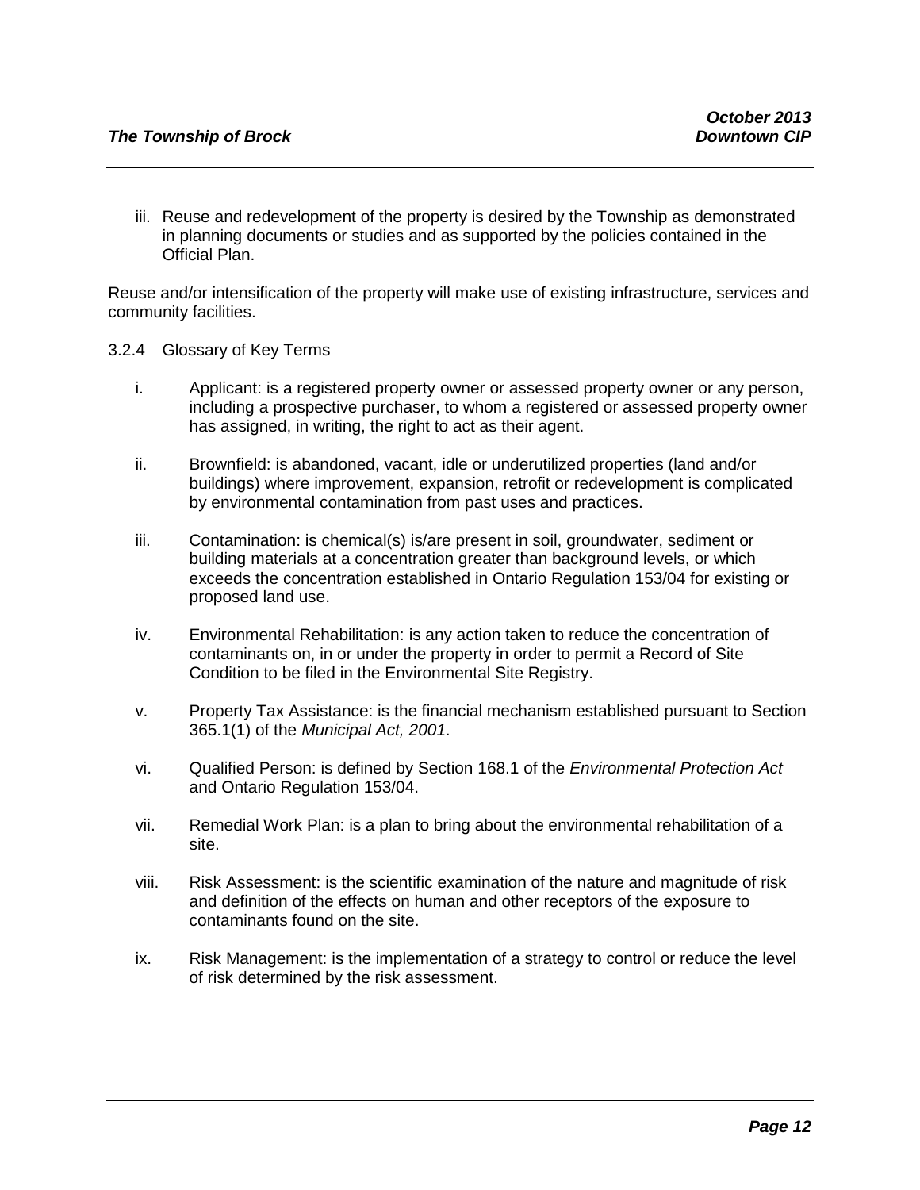iii. Reuse and redevelopment of the property is desired by the Township as demonstrated in planning documents or studies and as supported by the policies contained in the Official Plan.

Reuse and/or intensification of the property will make use of existing infrastructure, services and community facilities.

3.2.4 Glossary of Key Terms

i. Applicant: is a registered property owner or assessed property owner or any person, including a prospective purchaser, to whom a registered or assessed property owner has assigned, in writing, the right to act as their agent.

ii. Brownfield: is abandoned, vacant, idle or underutilized properties (land and/or buildings) where improvement, expansion, retrofit or redevelopment is complicated by environmental contamination from past uses and practices.

iii. Contamination: is chemical(s) is/are present in soil, groundwater, sediment or building materials at a concentration greater than background levels, or which exceeds the concentration established in Ontario Regulation 153/04 for existing or proposed land use.

iv. Environmental Rehabilitation: is any action taken to reduce the concentration of contaminants on, in or under the property in order to permit a Record of Site Condition to be filed in the Environmental Site Registry.

v. Property Tax Assistance: is the financial mechanism established pursuant to Section 365.1(1) of the *Municipal Act, 2001*.

vi. Qualified Person: is defined by Section 168.1 of the *Environmental Protection Act* and Ontario Regulation 153/04.

vii. Remedial Work Plan: is a plan to bring about the environmental rehabilitation of a site.

viii. Risk Assessment: is the scientific examination of the nature and magnitude of risk and definition of the effects on human and other receptors of the exposure to contaminants found on the site.

ix. Risk Management: is the implementation of a strategy to control or reduce the level of risk determined by the risk assessment.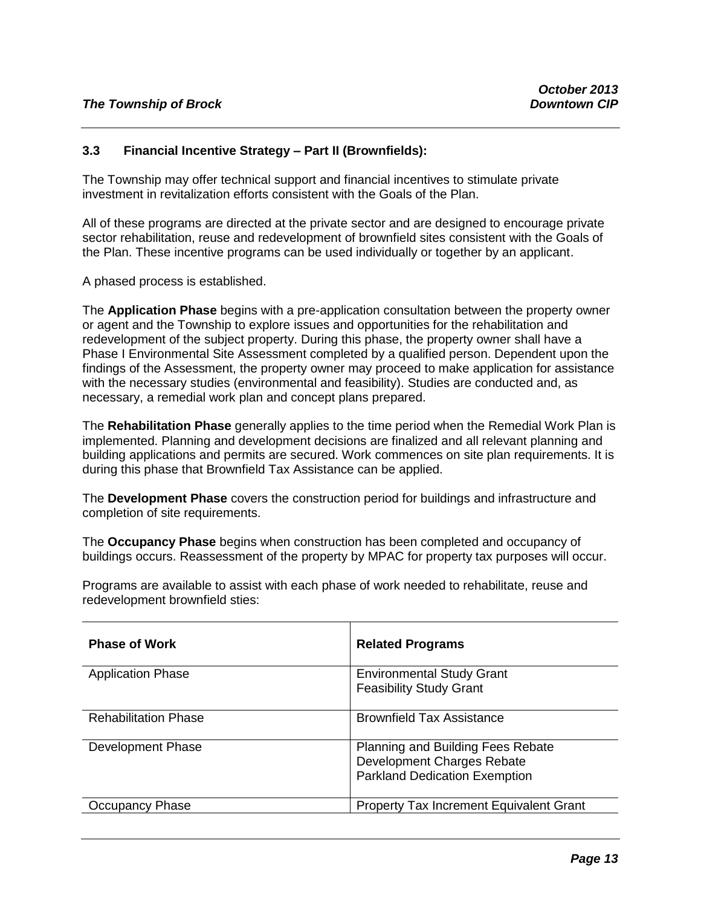### 3.3 Financial Incentive Strategy – Part II (Brownfields):

The Township may offer technical support and financial incentives to stimulate private investment in revitalization efforts consistent with the Goals of the Plan.

All of these programs are directed at the private sector and are designed to encourage private sector rehabilitation, reuse and redevelopment of brownfield sites consistent with the Goals of the Plan. These incentive programs can be used individually or together by an applicant.

A phased process is established.

The **Application Phase** begins with a pre-application consultation between the property owner or agent and the Township to explore issues and opportunities for the rehabilitation and redevelopment of the subject property. During this phase, the property owner shall have a Phase I Environmental Site Assessment completed by a qualified person. Dependent upon the findings of the Assessment, the property owner may proceed to make application for assistance with the necessary studies (environmental and feasibility). Studies are conducted and, as necessary, a remedial work plan and concept plans prepared.

The **Rehabilitation Phase** generally applies to the time period when the Remedial Work Plan is implemented. Planning and development decisions are finalized and all relevant planning and building applications and permits are secured. Work commences on site plan requirements. It is during this phase that Brownfield Tax Assistance can be applied.

The **Development Phase** covers the construction period for buildings and infrastructure and completion of site requirements.

The **Occupancy Phase** begins when construction has been completed and occupancy of buildings occurs. Reassessment of the property by MPAC for property tax purposes will occur.

Programs are available to assist with each phase of work needed to rehabilitate, reuse and redevelopment brownfield sties:

| Phase of Work | Related Programs |
|---|---|
| Application Phase | Environmental Study Grant<br>Feasibility Study Grant |
| Rehabilitation Phase | Brownfield Tax Assistance |
| Development Phase | Planning and Building Fees Rebate<br>Development Charges Rebate<br>Parkland Dedication Exemption |
| Occupancy Phase | Property Tax Increment Equivalent Grant |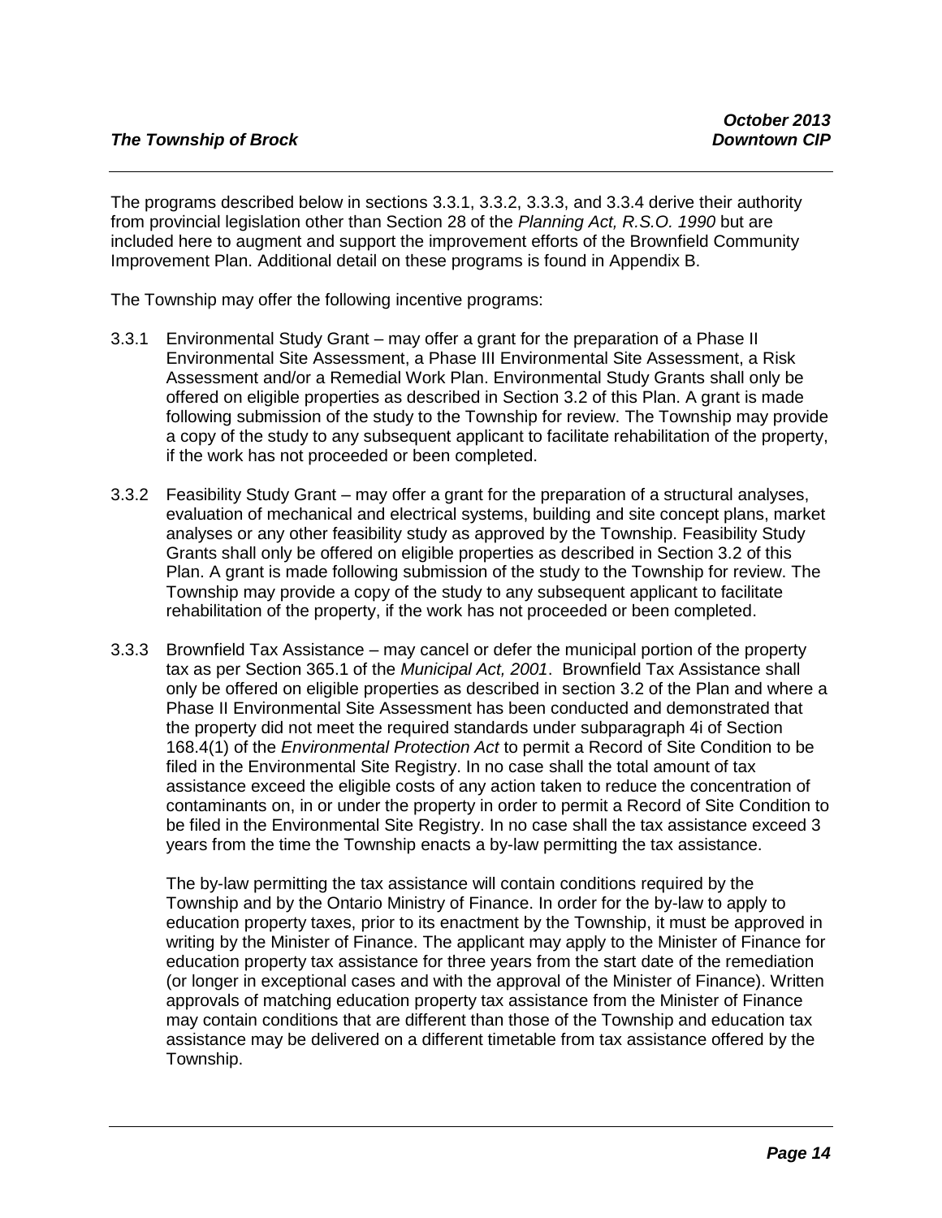The programs described below in sections 3.3.1, 3.3.2, 3.3.3, and 3.3.4 derive their authority from provincial legislation other than Section 28 of the *Planning Act, R.S.O. 1990* but are included here to augment and support the improvement efforts of the Brownfield Community Improvement Plan. Additional detail on these programs is found in Appendix B.

The Township may offer the following incentive programs:

3.3.1 Environmental Study Grant – may offer a grant for the preparation of a Phase II Environmental Site Assessment, a Phase III Environmental Site Assessment, a Risk Assessment and/or a Remedial Work Plan. Environmental Study Grants shall only be offered on eligible properties as described in Section 3.2 of this Plan. A grant is made following submission of the study to the Township for review. The Township may provide a copy of the study to any subsequent applicant to facilitate rehabilitation of the property, if the work has not proceeded or been completed.

3.3.2 Feasibility Study Grant – may offer a grant for the preparation of a structural analyses, evaluation of mechanical and electrical systems, building and site concept plans, market analyses or any other feasibility study as approved by the Township. Feasibility Study Grants shall only be offered on eligible properties as described in Section 3.2 of this Plan. A grant is made following submission of the study to the Township for review. The Township may provide a copy of the study to any subsequent applicant to facilitate rehabilitation of the property, if the work has not proceeded or been completed.

3.3.3 Brownfield Tax Assistance – may cancel or defer the municipal portion of the property tax as per Section 365.1 of the *Municipal Act, 2001*. Brownfield Tax Assistance shall only be offered on eligible properties as described in section 3.2 of the Plan and where a Phase II Environmental Site Assessment has been conducted and demonstrated that the property did not meet the required standards under subparagraph 4i of Section 168.4(1) of the *Environmental Protection Act* to permit a Record of Site Condition to be filed in the Environmental Site Registry. In no case shall the total amount of tax assistance exceed the eligible costs of any action taken to reduce the concentration of contaminants on, in or under the property in order to permit a Record of Site Condition to be filed in the Environmental Site Registry. In no case shall the tax assistance exceed 3 years from the time the Township enacts a by-law permitting the tax assistance.

The by-law permitting the tax assistance will contain conditions required by the Township and by the Ontario Ministry of Finance. In order for the by-law to apply to education property taxes, prior to its enactment by the Township, it must be approved in writing by the Minister of Finance. The applicant may apply to the Minister of Finance for education property tax assistance for three years from the start date of the remediation (or longer in exceptional cases and with the approval of the Minister of Finance). Written approvals of matching education property tax assistance from the Minister of Finance may contain conditions that are different than those of the Township and education tax assistance may be delivered on a different timetable from tax assistance offered by the Township.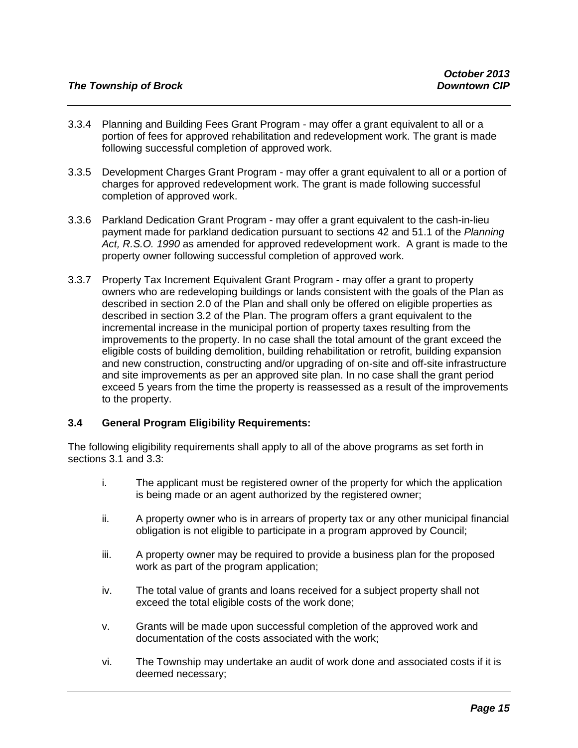3.3.4 Planning and Building Fees Grant Program - may offer a grant equivalent to all or a portion of fees for approved rehabilitation and redevelopment work. The grant is made following successful completion of approved work.

3.3.5 Development Charges Grant Program - may offer a grant equivalent to all or a portion of charges for approved redevelopment work. The grant is made following successful completion of approved work.

3.3.6 Parkland Dedication Grant Program - may offer a grant equivalent to the cash-in-lieu payment made for parkland dedication pursuant to sections 42 and 51.1 of the *Planning Act, R.S.O. 1990* as amended for approved redevelopment work. A grant is made to the property owner following successful completion of approved work.

3.3.7 Property Tax Increment Equivalent Grant Program - may offer a grant to property owners who are redeveloping buildings or lands consistent with the goals of the Plan as described in section 2.0 of the Plan and shall only be offered on eligible properties as described in section 3.2 of the Plan. The program offers a grant equivalent to the incremental increase in the municipal portion of property taxes resulting from the improvements to the property. In no case shall the total amount of the grant exceed the eligible costs of building demolition, building rehabilitation or retrofit, building expansion and new construction, constructing and/or upgrading of on-site and off-site infrastructure and site improvements as per an approved site plan. In no case shall the grant period exceed 5 years from the time the property is reassessed as a result of the improvements to the property.

### 3.4 General Program Eligibility Requirements:

The following eligibility requirements shall apply to all of the above programs as set forth in sections 3.1 and 3.3:

i. The applicant must be registered owner of the property for which the application is being made or an agent authorized by the registered owner;

ii. A property owner who is in arrears of property tax or any other municipal financial obligation is not eligible to participate in a program approved by Council;

iii. A property owner may be required to provide a business plan for the proposed work as part of the program application;

iv. The total value of grants and loans received for a subject property shall not exceed the total eligible costs of the work done;

v. Grants will be made upon successful completion of the approved work and documentation of the costs associated with the work;

vi. The Township may undertake an audit of work done and associated costs if it is deemed necessary;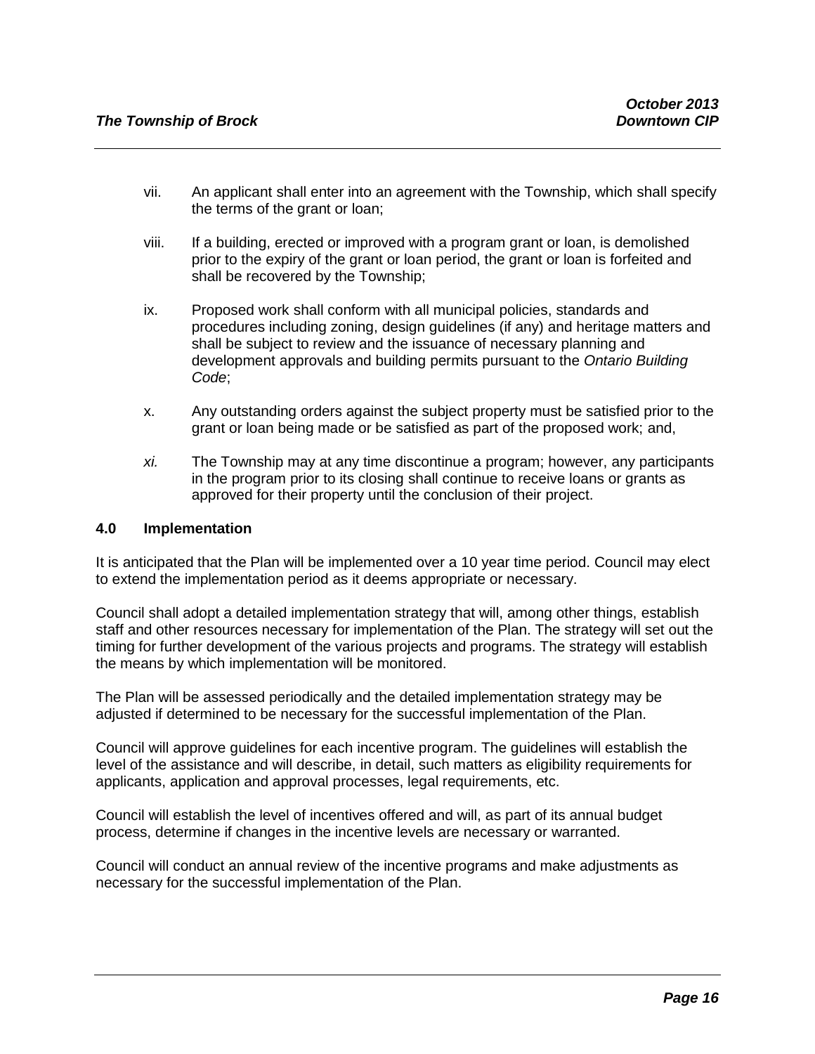vii. An applicant shall enter into an agreement with the Township, which shall specify the terms of the grant or loan;

viii. If a building, erected or improved with a program grant or loan, is demolished prior to the expiry of the grant or loan period, the grant or loan is forfeited and shall be recovered by the Township;

ix. Proposed work shall conform with all municipal policies, standards and procedures including zoning, design guidelines (if any) and heritage matters and shall be subject to review and the issuance of necessary planning and development approvals and building permits pursuant to the *Ontario Building Code*;

x. Any outstanding orders against the subject property must be satisfied prior to the grant or loan being made or be satisfied as part of the proposed work; and,

*xi.* The Township may at any time discontinue a program; however, any participants in the program prior to its closing shall continue to receive loans or grants as approved for their property until the conclusion of their project.

## 4.0 Implementation

It is anticipated that the Plan will be implemented over a 10 year time period. Council may elect to extend the implementation period as it deems appropriate or necessary.

Council shall adopt a detailed implementation strategy that will, among other things, establish staff and other resources necessary for implementation of the Plan. The strategy will set out the timing for further development of the various projects and programs. The strategy will establish the means by which implementation will be monitored.

The Plan will be assessed periodically and the detailed implementation strategy may be adjusted if determined to be necessary for the successful implementation of the Plan.

Council will approve guidelines for each incentive program. The guidelines will establish the level of the assistance and will describe, in detail, such matters as eligibility requirements for applicants, application and approval processes, legal requirements, etc.

Council will establish the level of incentives offered and will, as part of its annual budget process, determine if changes in the incentive levels are necessary or warranted.

Council will conduct an annual review of the incentive programs and make adjustments as necessary for the successful implementation of the Plan.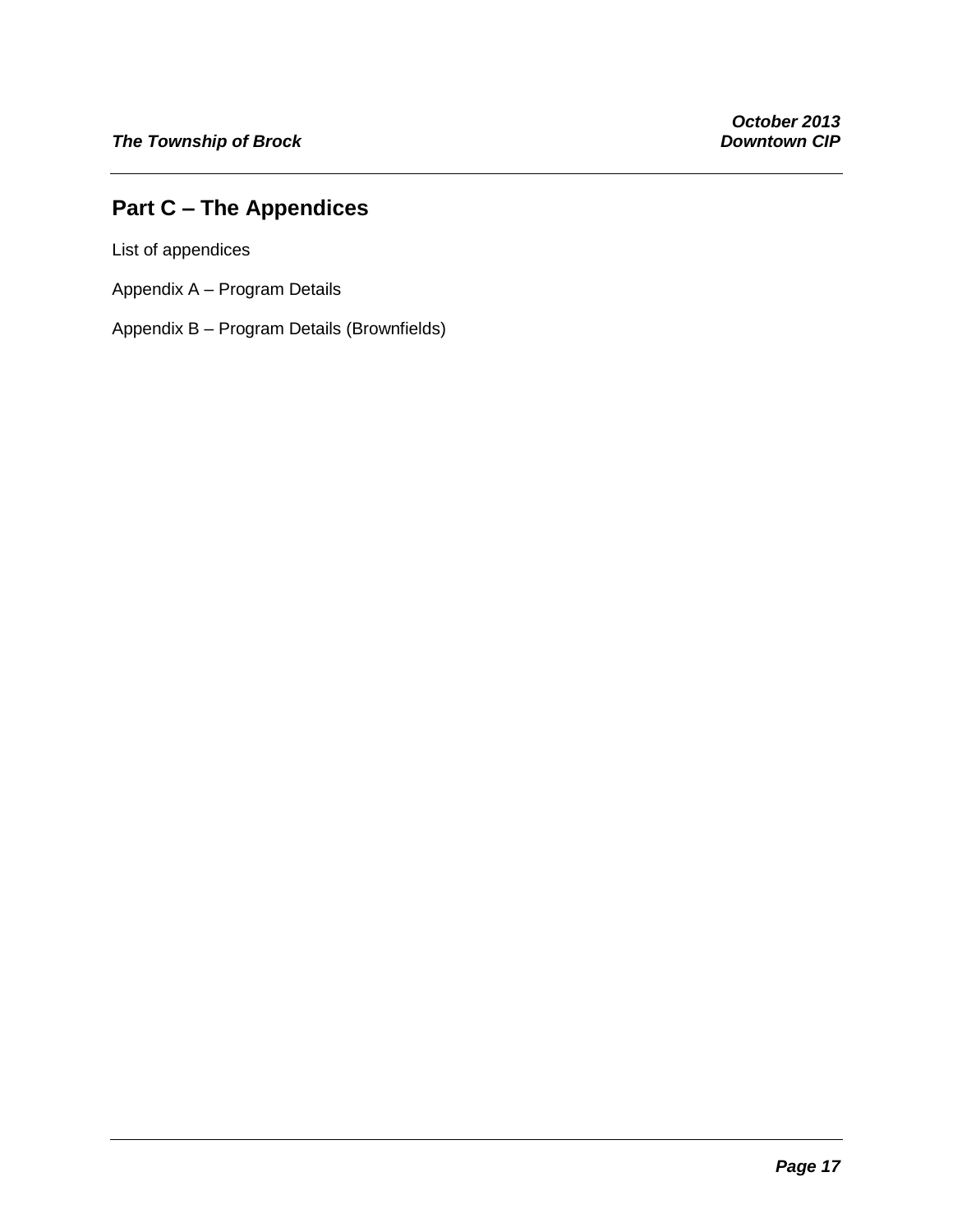## Part C – The Appendices

List of appendices

Appendix A – Program Details

Appendix B – Program Details (Brownfields)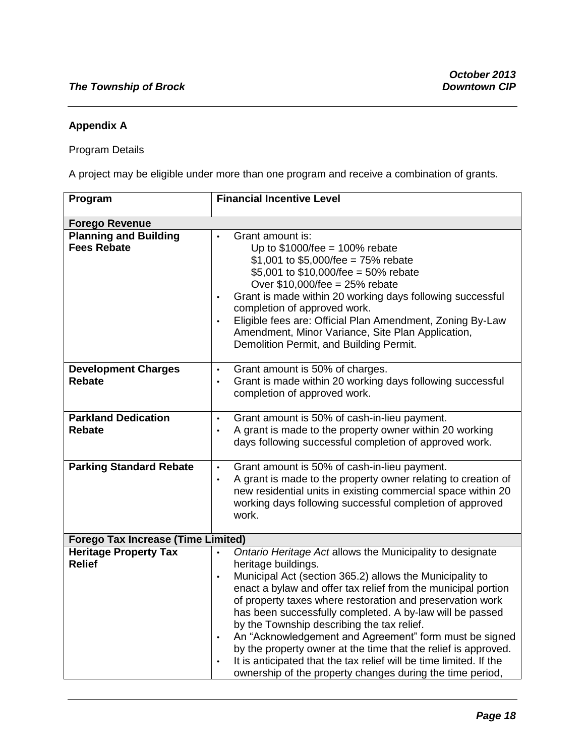## Appendix A

Program Details

A project may be eligible under more than one program and receive a combination of grants.

| Program | Financial Incentive Level |
|---|---|
| **Forego Revenue** | |
| **Planning and Building Fees Rebate** | • Grant amount is:<br>Up to $1000/fee = 100% rebate<br>$1,001 to $5,000/fee = 75% rebate<br>$5,001 to $10,000/fee = 50% rebate<br>Over $10,000/fee = 25% rebate<br>• Grant is made within 20 working days following successful completion of approved work.<br>• Eligible fees are: Official Plan Amendment, Zoning By-Law Amendment, Minor Variance, Site Plan Application, Demolition Permit, and Building Permit. |
| **Development Charges Rebate** | • Grant amount is 50% of charges.<br>• Grant is made within 20 working days following successful completion of approved work. |
| **Parkland Dedication Rebate** | • Grant amount is 50% of cash-in-lieu payment.<br>• A grant is made to the property owner within 20 working days following successful completion of approved work. |
| **Parking Standard Rebate** | • Grant amount is 50% of cash-in-lieu payment.<br>• A grant is made to the property owner relating to creation of new residential units in existing commercial space within 20 working days following successful completion of approved work. |
| **Forego Tax Increase (Time Limited)** | |
| **Heritage Property Tax Relief** | • *Ontario Heritage Act* allows the Municipality to designate heritage buildings.<br>• Municipal Act (section 365.2) allows the Municipality to enact a bylaw and offer tax relief from the municipal portion of property taxes where restoration and preservation work has been successfully completed. A by-law will be passed by the Township describing the tax relief.<br>• An "Acknowledgement and Agreement" form must be signed by the property owner at the time that the relief is approved.<br>• It is anticipated that the tax relief will be time limited. If the ownership of the property changes during the time period, |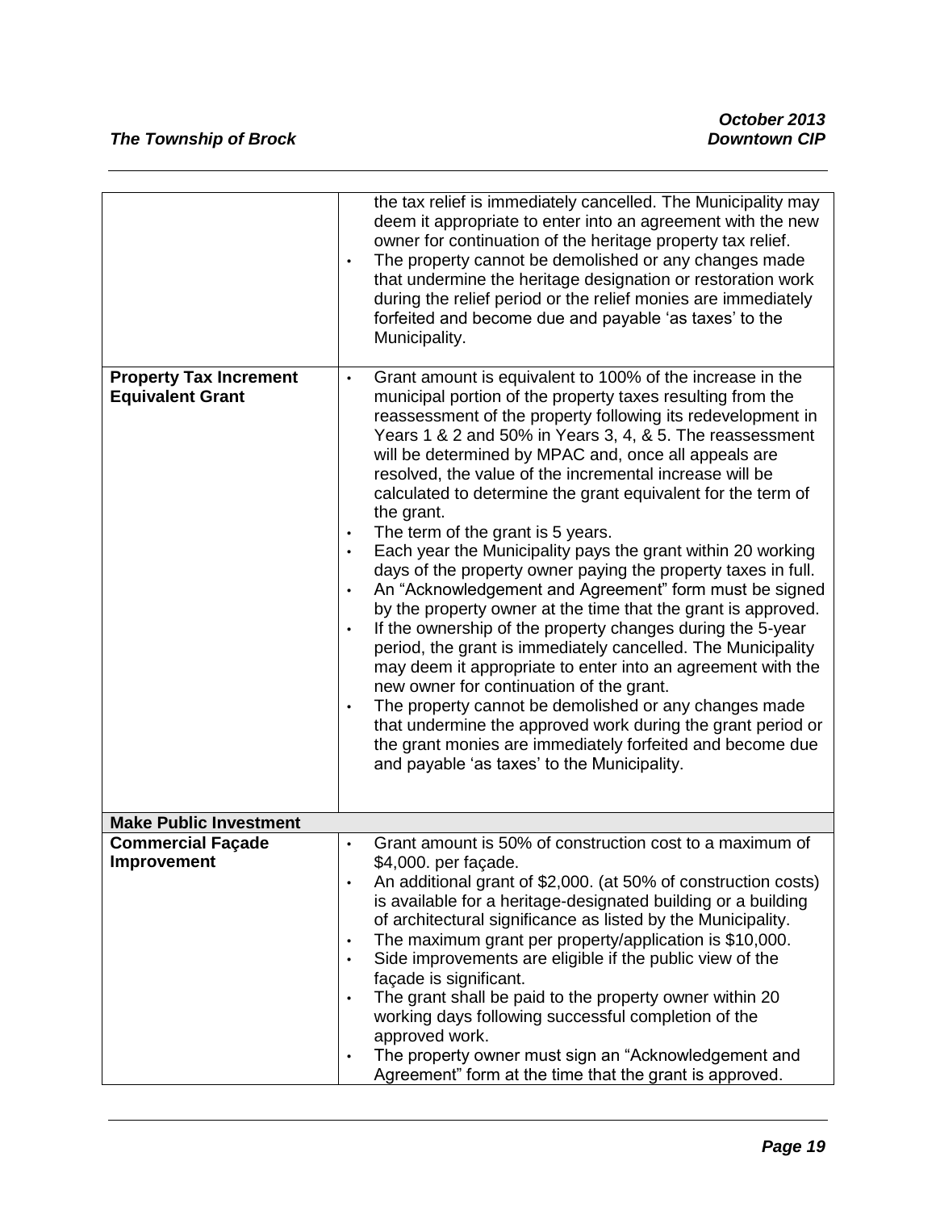| | |
|---|---|
| | the tax relief is immediately cancelled. The Municipality may deem it appropriate to enter into an agreement with the new owner for continuation of the heritage property tax relief.<br>• The property cannot be demolished or any changes made that undermine the heritage designation or restoration work during the relief period or the relief monies are immediately forfeited and become due and payable 'as taxes' to the Municipality. |
| **Property Tax Increment Equivalent Grant** | • Grant amount is equivalent to 100% of the increase in the municipal portion of the property taxes resulting from the reassessment of the property following its redevelopment in Years 1 & 2 and 50% in Years 3, 4, & 5. The reassessment will be determined by MPAC and, once all appeals are resolved, the value of the incremental increase will be calculated to determine the grant equivalent for the term of the grant.<br>• The term of the grant is 5 years.<br>• Each year the Municipality pays the grant within 20 working days of the property owner paying the property taxes in full.<br>• An "Acknowledgement and Agreement" form must be signed by the property owner at the time that the grant is approved.<br>• If the ownership of the property changes during the 5-year period, the grant is immediately cancelled. The Municipality may deem it appropriate to enter into an agreement with the new owner for continuation of the grant.<br>• The property cannot be demolished or any changes made that undermine the approved work during the grant period or the grant monies are immediately forfeited and become due and payable 'as taxes' to the Municipality. |
| **Make Public Investment** | |
| **Commercial Façade Improvement** | • Grant amount is 50% of construction cost to a maximum of $4,000. per façade.<br>• An additional grant of $2,000. (at 50% of construction costs) is available for a heritage-designated building or a building of architectural significance as listed by the Municipality.<br>• The maximum grant per property/application is $10,000.<br>• Side improvements are eligible if the public view of the façade is significant.<br>• The grant shall be paid to the property owner within 20 working days following successful completion of the approved work.<br>• The property owner must sign an "Acknowledgement and Agreement" form at the time that the grant is approved. |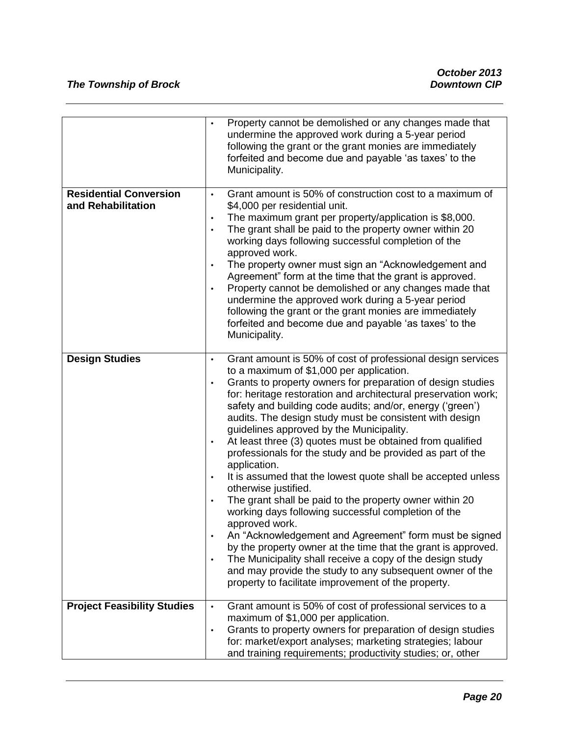| | |
|---|---|
| | • Property cannot be demolished or any changes made that undermine the approved work during a 5-year period following the grant or the grant monies are immediately forfeited and become due and payable 'as taxes' to the Municipality. |
| **Residential Conversion and Rehabilitation** | • Grant amount is 50% of construction cost to a maximum of \$4,000 per residential unit.<br>• The maximum grant per property/application is \$8,000.<br>• The grant shall be paid to the property owner within 20 working days following successful completion of the approved work.<br>• The property owner must sign an "Acknowledgement and Agreement" form at the time that the grant is approved.<br>• Property cannot be demolished or any changes made that undermine the approved work during a 5-year period following the grant or the grant monies are immediately forfeited and become due and payable 'as taxes' to the Municipality. |
| **Design Studies** | • Grant amount is 50% of cost of professional design services to a maximum of \$1,000 per application.<br>• Grants to property owners for preparation of design studies for: heritage restoration and architectural preservation work; safety and building code audits; and/or, energy ('green') audits. The design study must be consistent with design guidelines approved by the Municipality.<br>• At least three (3) quotes must be obtained from qualified professionals for the study and be provided as part of the application.<br>• It is assumed that the lowest quote shall be accepted unless otherwise justified.<br>• The grant shall be paid to the property owner within 20 working days following successful completion of the approved work.<br>• An "Acknowledgement and Agreement" form must be signed by the property owner at the time that the grant is approved.<br>• The Municipality shall receive a copy of the design study and may provide the study to any subsequent owner of the property to facilitate improvement of the property. |
| **Project Feasibility Studies** | • Grant amount is 50% of cost of professional services to a maximum of \$1,000 per application.<br>• Grants to property owners for preparation of design studies for: market/export analyses; marketing strategies; labour and training requirements; productivity studies; or, other |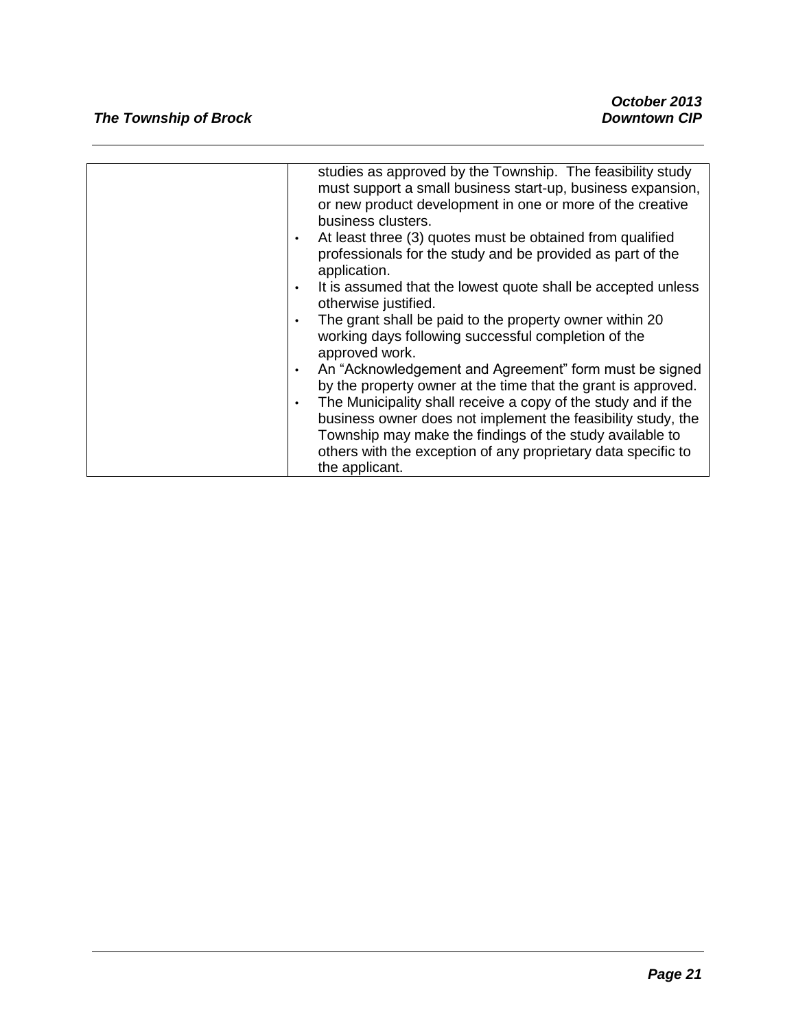|  |  |
| --- | --- |
|  | studies as approved by the Township. The feasibility study must support a small business start-up, business expansion, or new product development in one or more of the creative business clusters.<br>• At least three (3) quotes must be obtained from qualified professionals for the study and be provided as part of the application.<br>• It is assumed that the lowest quote shall be accepted unless otherwise justified.<br>• The grant shall be paid to the property owner within 20 working days following successful completion of the approved work.<br>• An "Acknowledgement and Agreement" form must be signed by the property owner at the time that the grant is approved.<br>• The Municipality shall receive a copy of the study and if the business owner does not implement the feasibility study, the Township may make the findings of the study available to others with the exception of any proprietary data specific to the applicant. |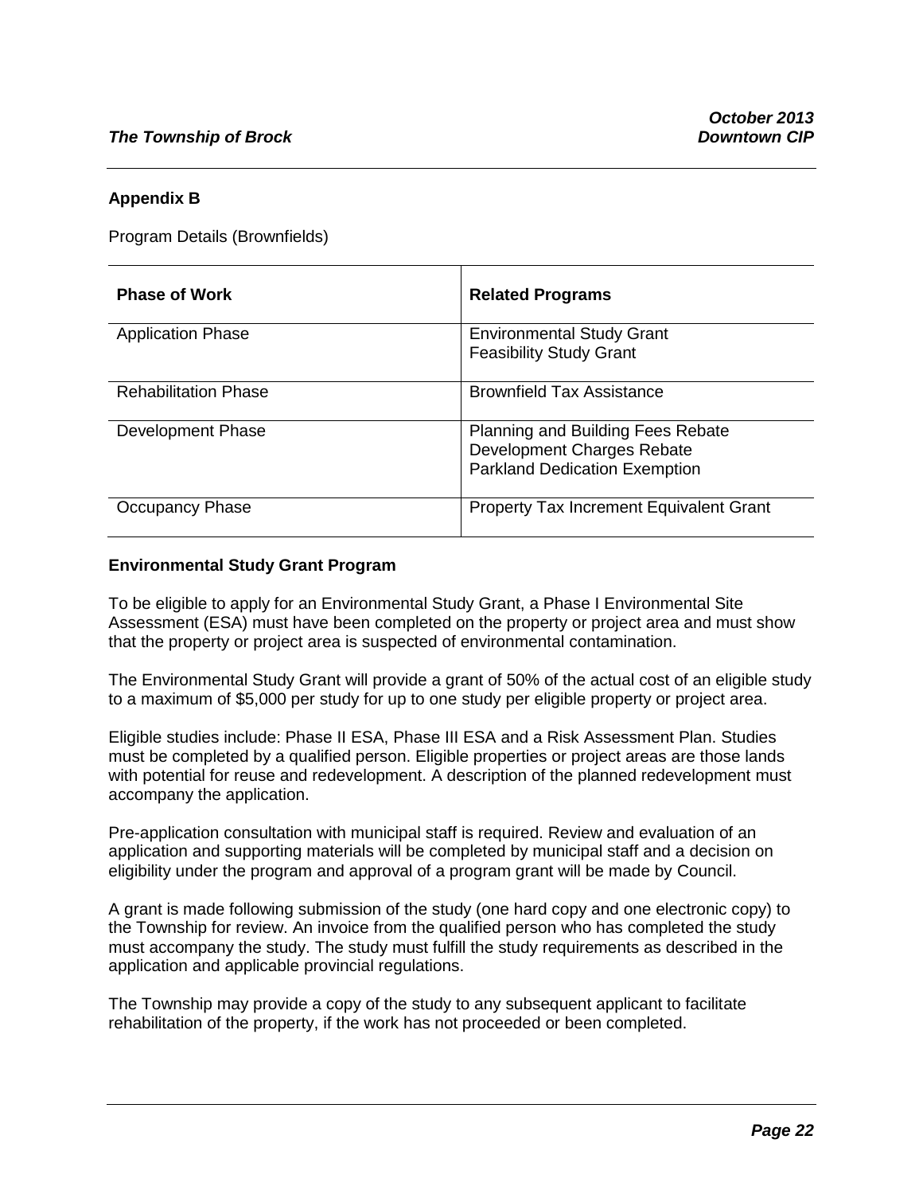## Appendix B

Program Details (Brownfields)

| Phase of Work | Related Programs |
|---|---|
| Application Phase | Environmental Study Grant<br>Feasibility Study Grant |
| Rehabilitation Phase | Brownfield Tax Assistance |
| Development Phase | Planning and Building Fees Rebate<br>Development Charges Rebate<br>Parkland Dedication Exemption |
| Occupancy Phase | Property Tax Increment Equivalent Grant |

### Environmental Study Grant Program

To be eligible to apply for an Environmental Study Grant, a Phase I Environmental Site Assessment (ESA) must have been completed on the property or project area and must show that the property or project area is suspected of environmental contamination.

The Environmental Study Grant will provide a grant of 50% of the actual cost of an eligible study to a maximum of $5,000 per study for up to one study per eligible property or project area.

Eligible studies include: Phase II ESA, Phase III ESA and a Risk Assessment Plan. Studies must be completed by a qualified person. Eligible properties or project areas are those lands with potential for reuse and redevelopment. A description of the planned redevelopment must accompany the application.

Pre-application consultation with municipal staff is required. Review and evaluation of an application and supporting materials will be completed by municipal staff and a decision on eligibility under the program and approval of a program grant will be made by Council.

A grant is made following submission of the study (one hard copy and one electronic copy) to the Township for review. An invoice from the qualified person who has completed the study must accompany the study. The study must fulfill the study requirements as described in the application and applicable provincial regulations.

The Township may provide a copy of the study to any subsequent applicant to facilitate rehabilitation of the property, if the work has not proceeded or been completed.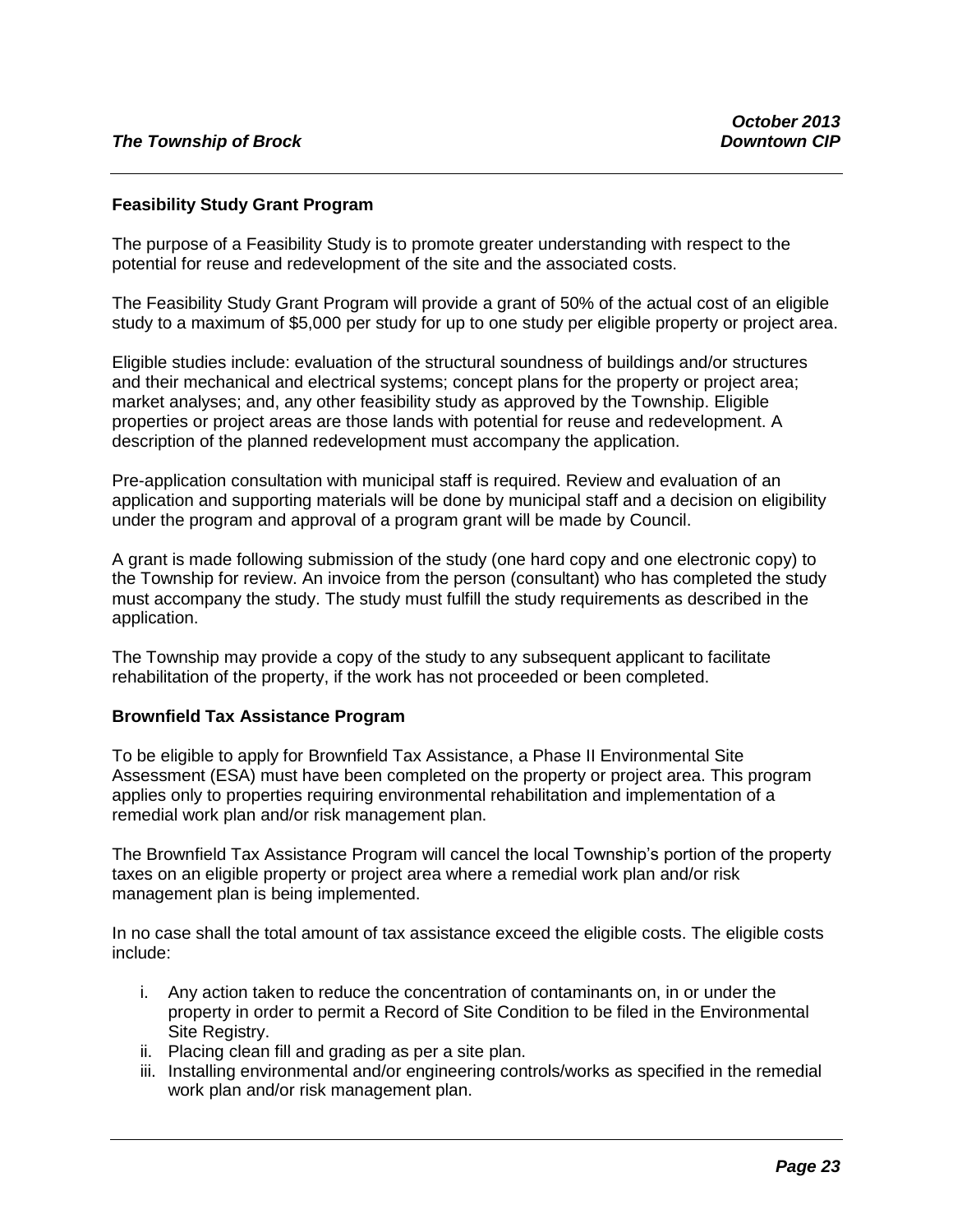**Feasibility Study Grant Program**

The purpose of a Feasibility Study is to promote greater understanding with respect to the potential for reuse and redevelopment of the site and the associated costs.

The Feasibility Study Grant Program will provide a grant of 50% of the actual cost of an eligible study to a maximum of $5,000 per study for up to one study per eligible property or project area.

Eligible studies include: evaluation of the structural soundness of buildings and/or structures and their mechanical and electrical systems; concept plans for the property or project area; market analyses; and, any other feasibility study as approved by the Township. Eligible properties or project areas are those lands with potential for reuse and redevelopment. A description of the planned redevelopment must accompany the application.

Pre-application consultation with municipal staff is required. Review and evaluation of an application and supporting materials will be done by municipal staff and a decision on eligibility under the program and approval of a program grant will be made by Council.

A grant is made following submission of the study (one hard copy and one electronic copy) to the Township for review. An invoice from the person (consultant) who has completed the study must accompany the study. The study must fulfill the study requirements as described in the application.

The Township may provide a copy of the study to any subsequent applicant to facilitate rehabilitation of the property, if the work has not proceeded or been completed.

**Brownfield Tax Assistance Program**

To be eligible to apply for Brownfield Tax Assistance, a Phase II Environmental Site Assessment (ESA) must have been completed on the property or project area. This program applies only to properties requiring environmental rehabilitation and implementation of a remedial work plan and/or risk management plan.

The Brownfield Tax Assistance Program will cancel the local Township's portion of the property taxes on an eligible property or project area where a remedial work plan and/or risk management plan is being implemented.

In no case shall the total amount of tax assistance exceed the eligible costs. The eligible costs include:

i. Any action taken to reduce the concentration of contaminants on, in or under the property in order to permit a Record of Site Condition to be filed in the Environmental Site Registry.
ii. Placing clean fill and grading as per a site plan.
iii. Installing environmental and/or engineering controls/works as specified in the remedial work plan and/or risk management plan.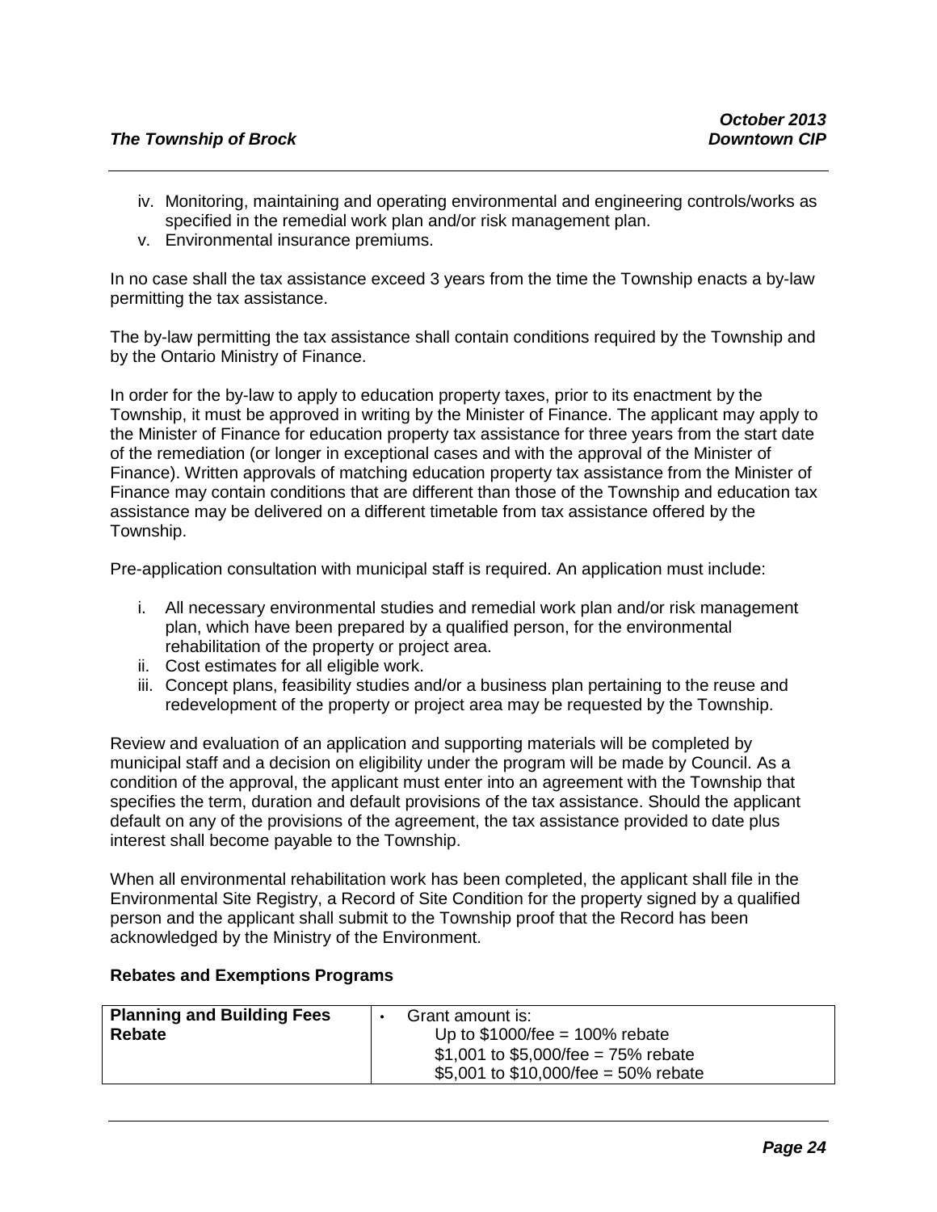iv. Monitoring, maintaining and operating environmental and engineering controls/works as specified in the remedial work plan and/or risk management plan.
v. Environmental insurance premiums.

In no case shall the tax assistance exceed 3 years from the time the Township enacts a by-law permitting the tax assistance.

The by-law permitting the tax assistance shall contain conditions required by the Township and by the Ontario Ministry of Finance.

In order for the by-law to apply to education property taxes, prior to its enactment by the Township, it must be approved in writing by the Minister of Finance. The applicant may apply to the Minister of Finance for education property tax assistance for three years from the start date of the remediation (or longer in exceptional cases and with the approval of the Minister of Finance). Written approvals of matching education property tax assistance from the Minister of Finance may contain conditions that are different than those of the Township and education tax assistance may be delivered on a different timetable from tax assistance offered by the Township.

Pre-application consultation with municipal staff is required. An application must include:

i. All necessary environmental studies and remedial work plan and/or risk management plan, which have been prepared by a qualified person, for the environmental rehabilitation of the property or project area.
ii. Cost estimates for all eligible work.
iii. Concept plans, feasibility studies and/or a business plan pertaining to the reuse and redevelopment of the property or project area may be requested by the Township.

Review and evaluation of an application and supporting materials will be completed by municipal staff and a decision on eligibility under the program will be made by Council. As a condition of the approval, the applicant must enter into an agreement with the Township that specifies the term, duration and default provisions of the tax assistance. Should the applicant default on any of the provisions of the agreement, the tax assistance provided to date plus interest shall become payable to the Township.

When all environmental rehabilitation work has been completed, the applicant shall file in the Environmental Site Registry, a Record of Site Condition for the property signed by a qualified person and the applicant shall submit to the Township proof that the Record has been acknowledged by the Ministry of the Environment.

**Rebates and Exemptions Programs**

| **Planning and Building Fees Rebate** | • Grant amount is:<br>Up to $1000/fee = 100% rebate<br>$1,001 to $5,000/fee = 75% rebate<br>$5,001 to $10,000/fee = 50% rebate |
|---|---|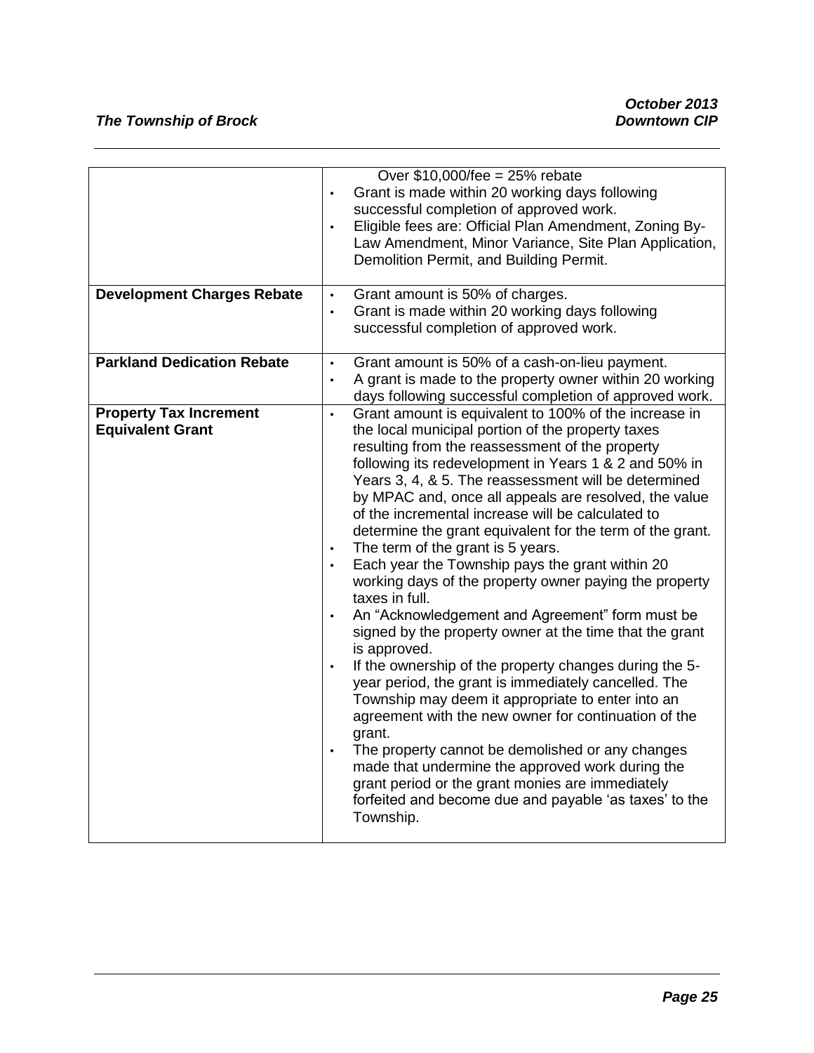| | |
|---|---|
| | Over $10,000/fee = 25% rebate<br>• Grant is made within 20 working days following successful completion of approved work.<br>• Eligible fees are: Official Plan Amendment, Zoning By-Law Amendment, Minor Variance, Site Plan Application, Demolition Permit, and Building Permit. |
| **Development Charges Rebate** | • Grant amount is 50% of charges.<br>• Grant is made within 20 working days following successful completion of approved work. |
| **Parkland Dedication Rebate** | • Grant amount is 50% of a cash-on-lieu payment.<br>• A grant is made to the property owner within 20 working days following successful completion of approved work. |
| **Property Tax Increment Equivalent Grant** | • Grant amount is equivalent to 100% of the increase in the local municipal portion of the property taxes resulting from the reassessment of the property following its redevelopment in Years 1 & 2 and 50% in Years 3, 4, & 5. The reassessment will be determined by MPAC and, once all appeals are resolved, the value of the incremental increase will be calculated to determine the grant equivalent for the term of the grant.<br>• The term of the grant is 5 years.<br>• Each year the Township pays the grant within 20 working days of the property owner paying the property taxes in full.<br>• An "Acknowledgement and Agreement" form must be signed by the property owner at the time that the grant is approved.<br>• If the ownership of the property changes during the 5-year period, the grant is immediately cancelled. The Township may deem it appropriate to enter into an agreement with the new owner for continuation of the grant.<br>• The property cannot be demolished or any changes made that undermine the approved work during the grant period or the grant monies are immediately forfeited and become due and payable 'as taxes' to the Township. |